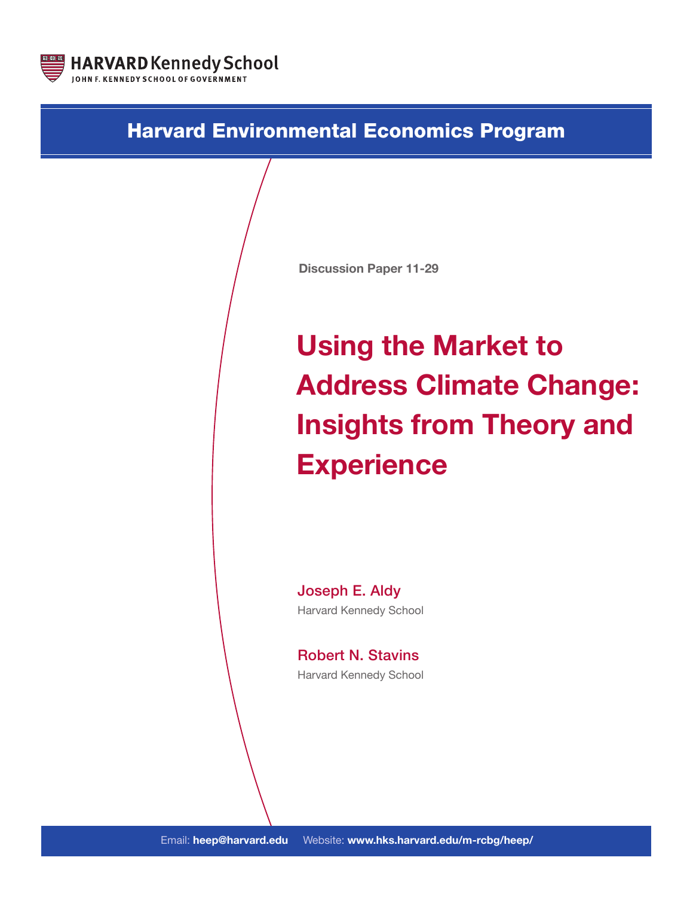HARVARD Kennedy School

JOHN F. KENNEDY SCHOOL OF GOVERNMENT

## Harvard Environmental Economics Program

Discussion Paper 11-29

# Using the Market to Address Climate Change: Insights from Theory and Experience

**Joseph E. Aldy**

Harvard Kennedy School

**Robert N. Stavins**

Harvard Kennedy School

Email: **heep@harvard.edu** Website: **www.hks.harvard.edu/m-rcbg/heep/**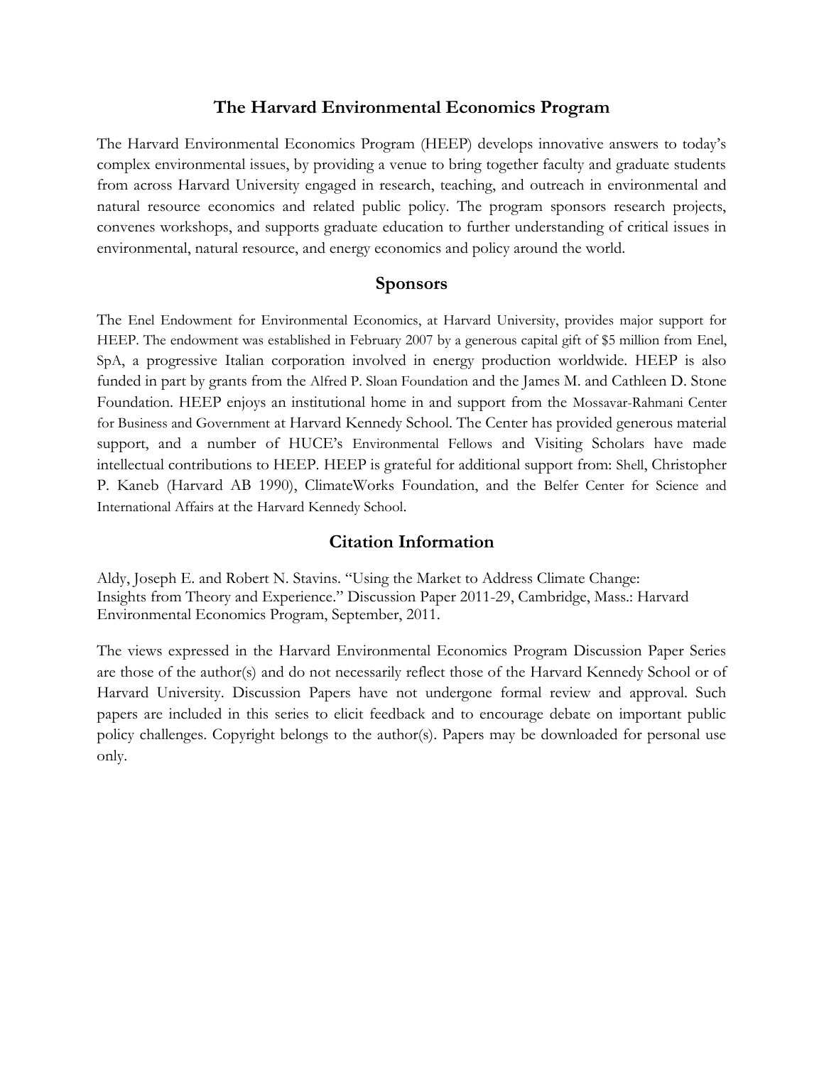## The Harvard Environmental Economics Program

The Harvard Environmental Economics Program (HEEP) develops innovative answers to today's complex environmental issues, by providing a venue to bring together faculty and graduate students from across Harvard University engaged in research, teaching, and outreach in environmental and natural resource economics and related public policy. The program sponsors research projects, convenes workshops, and supports graduate education to further understanding of critical issues in environmental, natural resource, and energy economics and policy around the world.

## Sponsors

The Enel Endowment for Environmental Economics, at Harvard University, provides major support for HEEP. The endowment was established in February 2007 by a generous capital gift of $5 million from Enel, SpA, a progressive Italian corporation involved in energy production worldwide. HEEP is also funded in part by grants from the Alfred P. Sloan Foundation and the James M. and Cathleen D. Stone Foundation. HEEP enjoys an institutional home in and support from the Mossavar-Rahmani Center for Business and Government at Harvard Kennedy School. The Center has provided generous material support, and a number of HUCE's Environmental Fellows and Visiting Scholars have made intellectual contributions to HEEP. HEEP is grateful for additional support from: Shell, Christopher P. Kaneb (Harvard AB 1990), ClimateWorks Foundation, and the Belfer Center for Science and International Affairs at the Harvard Kennedy School.

## Citation Information

Aldy, Joseph E. and Robert N. Stavins. "Using the Market to Address Climate Change: Insights from Theory and Experience." Discussion Paper 2011-29, Cambridge, Mass.: Harvard Environmental Economics Program, September, 2011.

The views expressed in the Harvard Environmental Economics Program Discussion Paper Series are those of the author(s) and do not necessarily reflect those of the Harvard Kennedy School or of Harvard University. Discussion Papers have not undergone formal review and approval. Such papers are included in this series to elicit feedback and to encourage debate on important public policy challenges. Copyright belongs to the author(s). Papers may be downloaded for personal use only.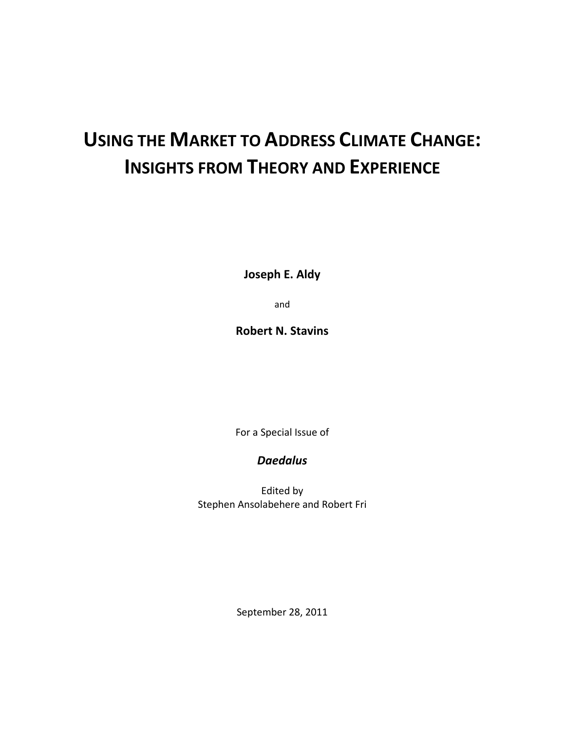# USING THE MARKET TO ADDRESS CLIMATE CHANGE: INSIGHTS FROM THEORY AND EXPERIENCE

**Joseph E. Aldy**

and

**Robert N. Stavins**

For a Special Issue of

***Daedalus***

Edited by
Stephen Ansolabehere and Robert Fri

September 28, 2011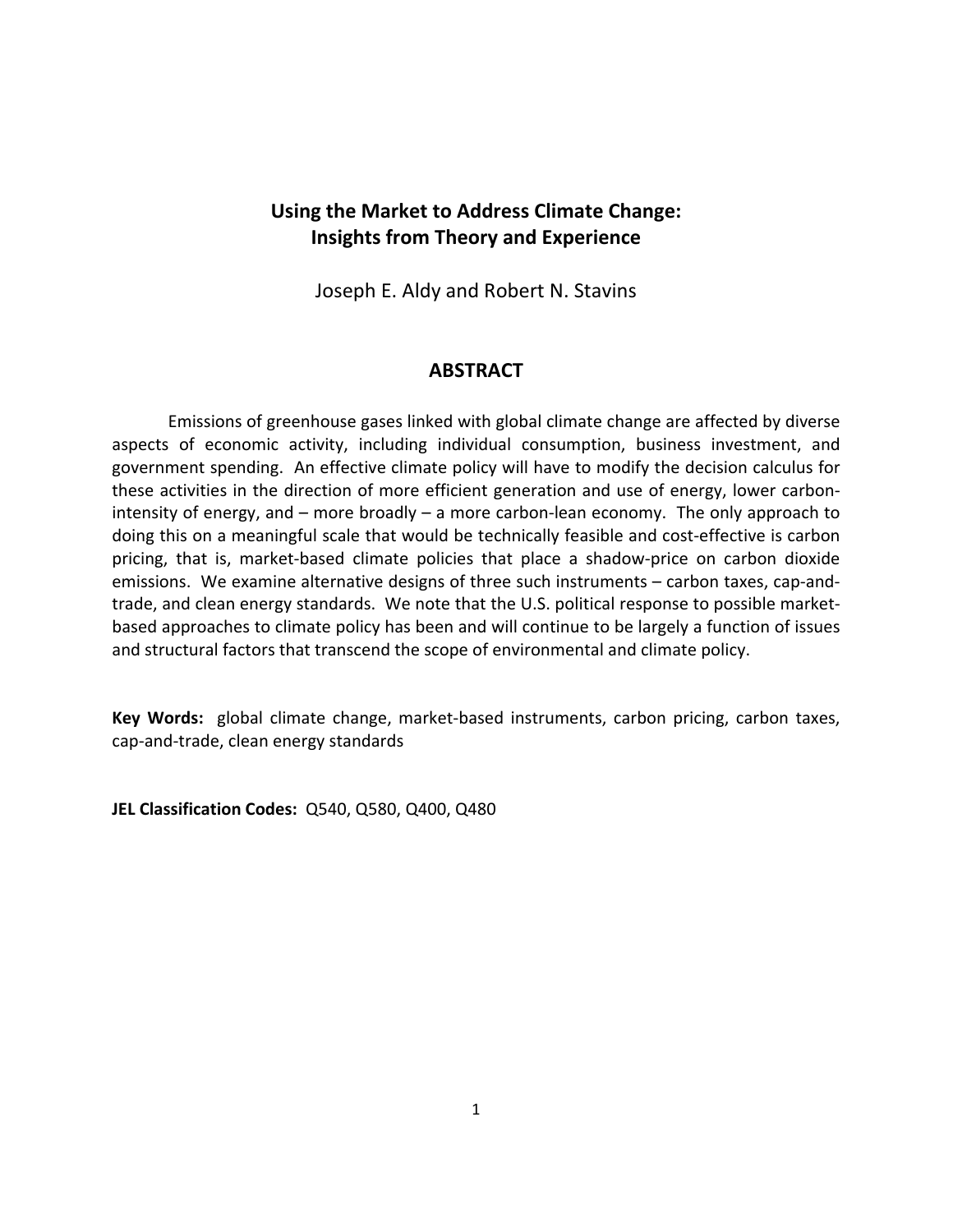# Using the Market to Address Climate Change: Insights from Theory and Experience

Joseph E. Aldy and Robert N. Stavins

## ABSTRACT

Emissions of greenhouse gases linked with global climate change are affected by diverse aspects of economic activity, including individual consumption, business investment, and government spending. An effective climate policy will have to modify the decision calculus for these activities in the direction of more efficient generation and use of energy, lower carbon-intensity of energy, and – more broadly – a more carbon-lean economy. The only approach to doing this on a meaningful scale that would be technically feasible and cost-effective is carbon pricing, that is, market-based climate policies that place a shadow-price on carbon dioxide emissions. We examine alternative designs of three such instruments – carbon taxes, cap-and-trade, and clean energy standards. We note that the U.S. political response to possible market-based approaches to climate policy has been and will continue to be largely a function of issues and structural factors that transcend the scope of environmental and climate policy.

**Key Words:** global climate change, market-based instruments, carbon pricing, carbon taxes, cap-and-trade, clean energy standards

**JEL Classification Codes:** Q540, Q580, Q400, Q480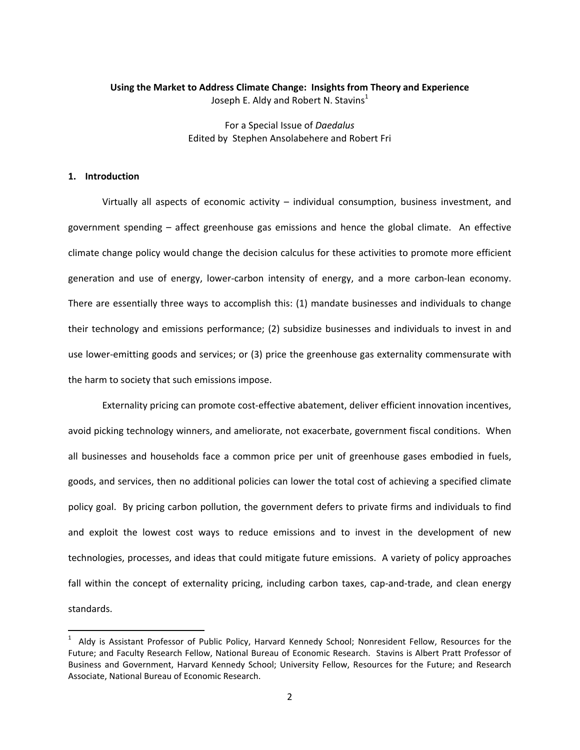**Using the Market to Address Climate Change: Insights from Theory and Experience**

Joseph E. Aldy and Robert N. Stavins[1]

For a Special Issue of *Daedalus*
Edited by Stephen Ansolabehere and Robert Fri

## 1. Introduction

Virtually all aspects of economic activity – individual consumption, business investment, and government spending – affect greenhouse gas emissions and hence the global climate. An effective climate change policy would change the decision calculus for these activities to promote more efficient generation and use of energy, lower-carbon intensity of energy, and a more carbon-lean economy. There are essentially three ways to accomplish this: (1) mandate businesses and individuals to change their technology and emissions performance; (2) subsidize businesses and individuals to invest in and use lower-emitting goods and services; or (3) price the greenhouse gas externality commensurate with the harm to society that such emissions impose.

Externality pricing can promote cost-effective abatement, deliver efficient innovation incentives, avoid picking technology winners, and ameliorate, not exacerbate, government fiscal conditions. When all businesses and households face a common price per unit of greenhouse gases embodied in fuels, goods, and services, then no additional policies can lower the total cost of achieving a specified climate policy goal. By pricing carbon pollution, the government defers to private firms and individuals to find and exploit the lowest cost ways to reduce emissions and to invest in the development of new technologies, processes, and ideas that could mitigate future emissions. A variety of policy approaches fall within the concept of externality pricing, including carbon taxes, cap-and-trade, and clean energy standards.

[1] Aldy is Assistant Professor of Public Policy, Harvard Kennedy School; Nonresident Fellow, Resources for the Future; and Faculty Research Fellow, National Bureau of Economic Research. Stavins is Albert Pratt Professor of Business and Government, Harvard Kennedy School; University Fellow, Resources for the Future; and Research Associate, National Bureau of Economic Research.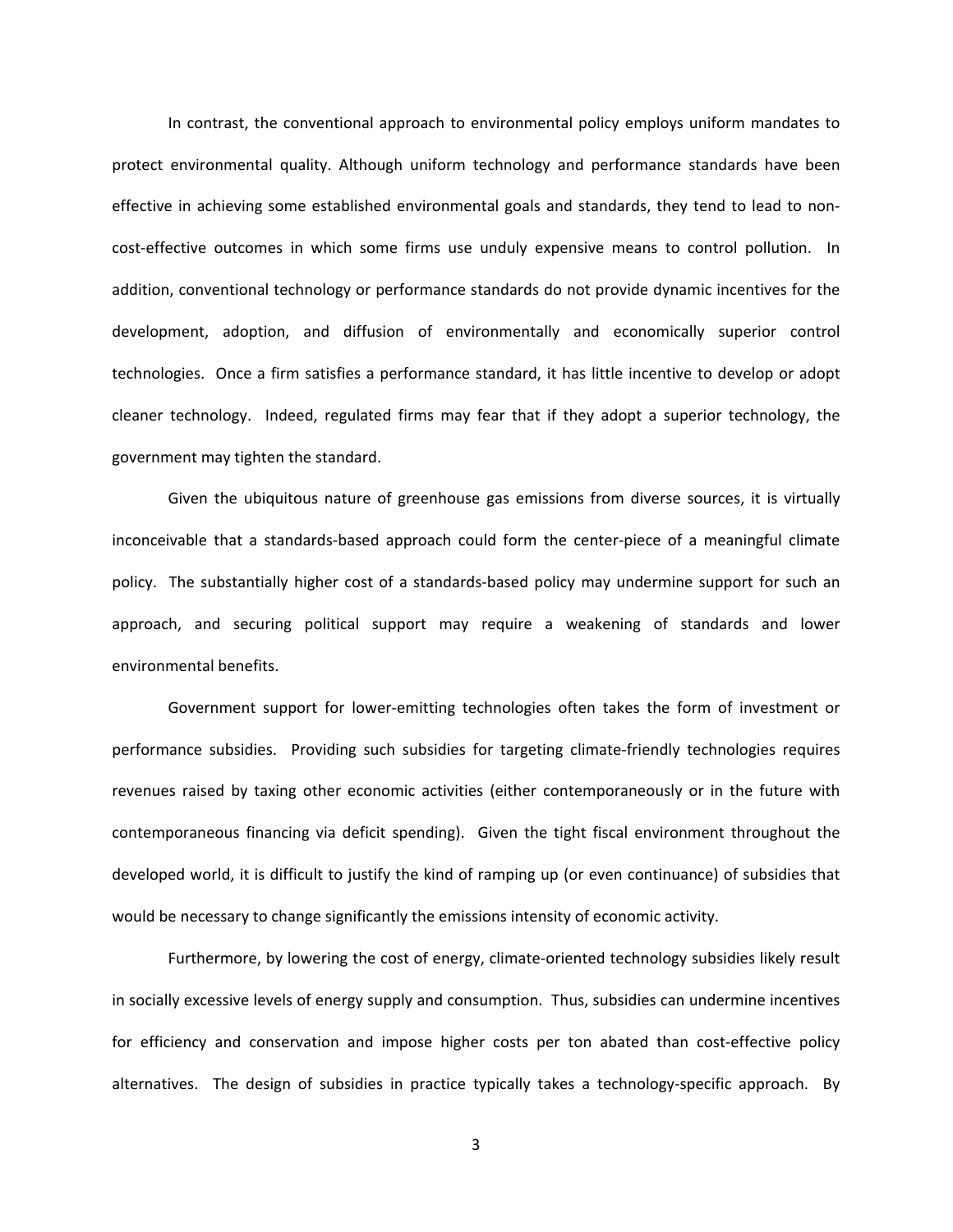In contrast, the conventional approach to environmental policy employs uniform mandates to protect environmental quality. Although uniform technology and performance standards have been effective in achieving some established environmental goals and standards, they tend to lead to non-cost-effective outcomes in which some firms use unduly expensive means to control pollution. In addition, conventional technology or performance standards do not provide dynamic incentives for the development, adoption, and diffusion of environmentally and economically superior control technologies. Once a firm satisfies a performance standard, it has little incentive to develop or adopt cleaner technology. Indeed, regulated firms may fear that if they adopt a superior technology, the government may tighten the standard.

Given the ubiquitous nature of greenhouse gas emissions from diverse sources, it is virtually inconceivable that a standards-based approach could form the center-piece of a meaningful climate policy. The substantially higher cost of a standards-based policy may undermine support for such an approach, and securing political support may require a weakening of standards and lower environmental benefits.

Government support for lower-emitting technologies often takes the form of investment or performance subsidies. Providing such subsidies for targeting climate-friendly technologies requires revenues raised by taxing other economic activities (either contemporaneously or in the future with contemporaneous financing via deficit spending). Given the tight fiscal environment throughout the developed world, it is difficult to justify the kind of ramping up (or even continuance) of subsidies that would be necessary to change significantly the emissions intensity of economic activity.

Furthermore, by lowering the cost of energy, climate-oriented technology subsidies likely result in socially excessive levels of energy supply and consumption. Thus, subsidies can undermine incentives for efficiency and conservation and impose higher costs per ton abated than cost-effective policy alternatives. The design of subsidies in practice typically takes a technology-specific approach. By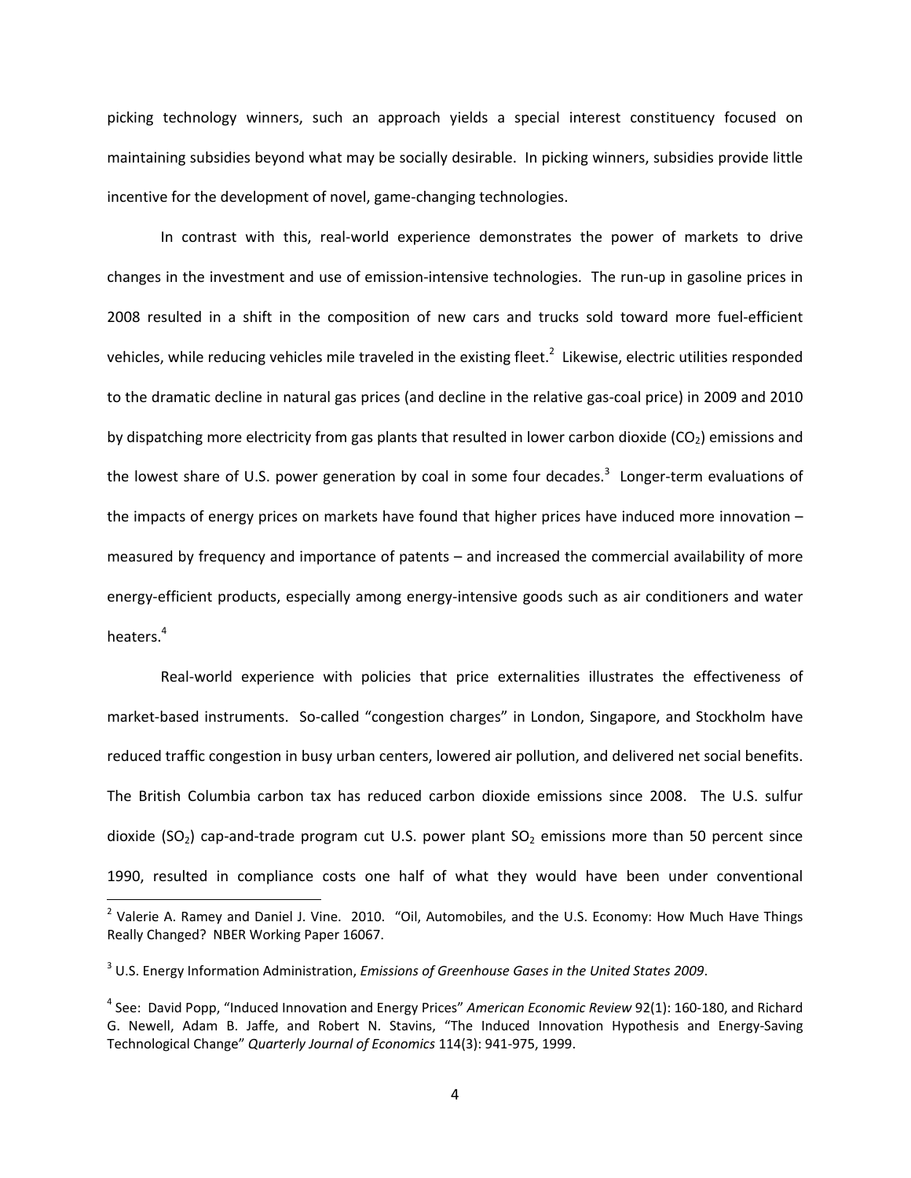picking technology winners, such an approach yields a special interest constituency focused on maintaining subsidies beyond what may be socially desirable. In picking winners, subsidies provide little incentive for the development of novel, game-changing technologies.

In contrast with this, real-world experience demonstrates the power of markets to drive changes in the investment and use of emission-intensive technologies. The run-up in gasoline prices in 2008 resulted in a shift in the composition of new cars and trucks sold toward more fuel-efficient vehicles, while reducing vehicles mile traveled in the existing fleet.[2] Likewise, electric utilities responded to the dramatic decline in natural gas prices (and decline in the relative gas-coal price) in 2009 and 2010 by dispatching more electricity from gas plants that resulted in lower carbon dioxide ($CO_2$) emissions and the lowest share of U.S. power generation by coal in some four decades.[3] Longer-term evaluations of the impacts of energy prices on markets have found that higher prices have induced more innovation – measured by frequency and importance of patents – and increased the commercial availability of more energy-efficient products, especially among energy-intensive goods such as air conditioners and water heaters.[4]

Real-world experience with policies that price externalities illustrates the effectiveness of market-based instruments. So-called "congestion charges" in London, Singapore, and Stockholm have reduced traffic congestion in busy urban centers, lowered air pollution, and delivered net social benefits. The British Columbia carbon tax has reduced carbon dioxide emissions since 2008. The U.S. sulfur dioxide ($SO_2$) cap-and-trade program cut U.S. power plant $SO_2$ emissions more than 50 percent since 1990, resulted in compliance costs one half of what they would have been under conventional

---

[2] Valerie A. Ramey and Daniel J. Vine. 2010. "Oil, Automobiles, and the U.S. Economy: How Much Have Things Really Changed? NBER Working Paper 16067.

[3] U.S. Energy Information Administration, *Emissions of Greenhouse Gases in the United States 2009*.

[4] See: David Popp, "Induced Innovation and Energy Prices" *American Economic Review* 92(1): 160-180, and Richard G. Newell, Adam B. Jaffe, and Robert N. Stavins, "The Induced Innovation Hypothesis and Energy-Saving Technological Change" *Quarterly Journal of Economics* 114(3): 941-975, 1999.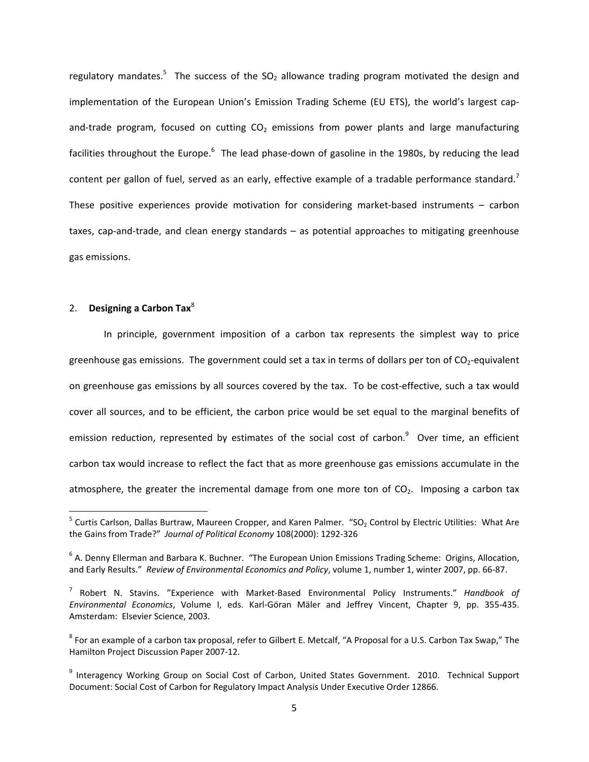regulatory mandates.[5] The success of the $SO_2$ allowance trading program motivated the design and implementation of the European Union's Emission Trading Scheme (EU ETS), the world's largest cap-and-trade program, focused on cutting $CO_2$ emissions from power plants and large manufacturing facilities throughout the Europe.[6] The lead phase-down of gasoline in the 1980s, by reducing the lead content per gallon of fuel, served as an early, effective example of a tradable performance standard.[7] These positive experiences provide motivation for considering market-based instruments – carbon taxes, cap-and-trade, and clean energy standards – as potential approaches to mitigating greenhouse gas emissions.

## 2. **Designing a Carbon Tax**[8]

In principle, government imposition of a carbon tax represents the simplest way to price greenhouse gas emissions. The government could set a tax in terms of dollars per ton of $CO_2$-equivalent on greenhouse gas emissions by all sources covered by the tax. To be cost-effective, such a tax would cover all sources, and to be efficient, the carbon price would be set equal to the marginal benefits of emission reduction, represented by estimates of the social cost of carbon.[9] Over time, an efficient carbon tax would increase to reflect the fact that as more greenhouse gas emissions accumulate in the atmosphere, the greater the incremental damage from one more ton of $CO_2$. Imposing a carbon tax

---

[5] Curtis Carlson, Dallas Burtraw, Maureen Cropper, and Karen Palmer. "$SO_2$ Control by Electric Utilities: What Are the Gains from Trade?" *Journal of Political Economy* 108(2000): 1292-326

[6] A. Denny Ellerman and Barbara K. Buchner. "The European Union Emissions Trading Scheme: Origins, Allocation, and Early Results." *Review of Environmental Economics and Policy*, volume 1, number 1, winter 2007, pp. 66-87.

[7] Robert N. Stavins. "Experience with Market-Based Environmental Policy Instruments." *Handbook of Environmental Economics*, Volume I, eds. Karl-Göran Mäler and Jeffrey Vincent, Chapter 9, pp. 355-435. Amsterdam: Elsevier Science, 2003.

[8] For an example of a carbon tax proposal, refer to Gilbert E. Metcalf, "A Proposal for a U.S. Carbon Tax Swap," The Hamilton Project Discussion Paper 2007-12.

[9] Interagency Working Group on Social Cost of Carbon, United States Government. 2010. Technical Support Document: Social Cost of Carbon for Regulatory Impact Analysis Under Executive Order 12866.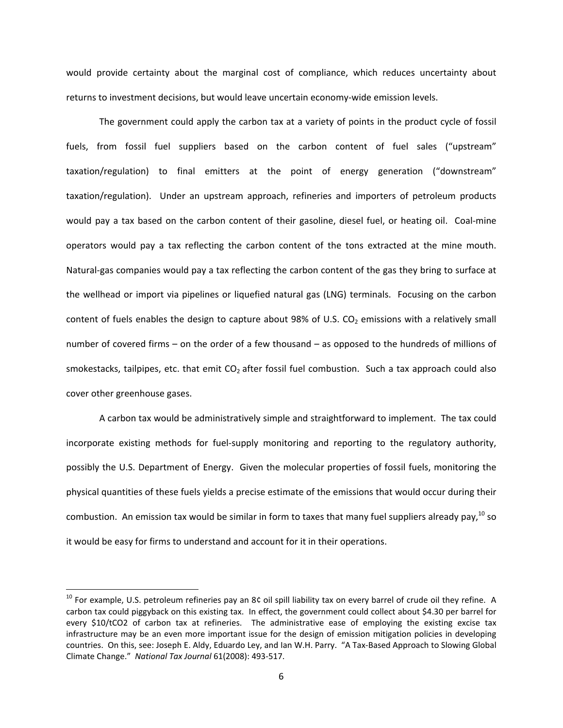would provide certainty about the marginal cost of compliance, which reduces uncertainty about returns to investment decisions, but would leave uncertain economy-wide emission levels.

The government could apply the carbon tax at a variety of points in the product cycle of fossil fuels, from fossil fuel suppliers based on the carbon content of fuel sales ("upstream" taxation/regulation) to final emitters at the point of energy generation ("downstream" taxation/regulation). Under an upstream approach, refineries and importers of petroleum products would pay a tax based on the carbon content of their gasoline, diesel fuel, or heating oil. Coal-mine operators would pay a tax reflecting the carbon content of the tons extracted at the mine mouth. Natural-gas companies would pay a tax reflecting the carbon content of the gas they bring to surface at the wellhead or import via pipelines or liquefied natural gas (LNG) terminals. Focusing on the carbon content of fuels enables the design to capture about 98% of U.S. $CO_2$ emissions with a relatively small number of covered firms – on the order of a few thousand – as opposed to the hundreds of millions of smokestacks, tailpipes, etc. that emit $CO_2$ after fossil fuel combustion. Such a tax approach could also cover other greenhouse gases.

A carbon tax would be administratively simple and straightforward to implement. The tax could incorporate existing methods for fuel-supply monitoring and reporting to the regulatory authority, possibly the U.S. Department of Energy. Given the molecular properties of fossil fuels, monitoring the physical quantities of these fuels yields a precise estimate of the emissions that would occur during their combustion. An emission tax would be similar in form to taxes that many fuel suppliers already pay,[10] so it would be easy for firms to understand and account for it in their operations.

---

[10] For example, U.S. petroleum refineries pay an 8¢ oil spill liability tax on every barrel of crude oil they refine. A carbon tax could piggyback on this existing tax. In effect, the government could collect about $4.30 per barrel for every $10/tCO2 of carbon tax at refineries. The administrative ease of employing the existing excise tax infrastructure may be an even more important issue for the design of emission mitigation policies in developing countries. On this, see: Joseph E. Aldy, Eduardo Ley, and Ian W.H. Parry. "A Tax-Based Approach to Slowing Global Climate Change." *National Tax Journal* 61(2008): 493-517.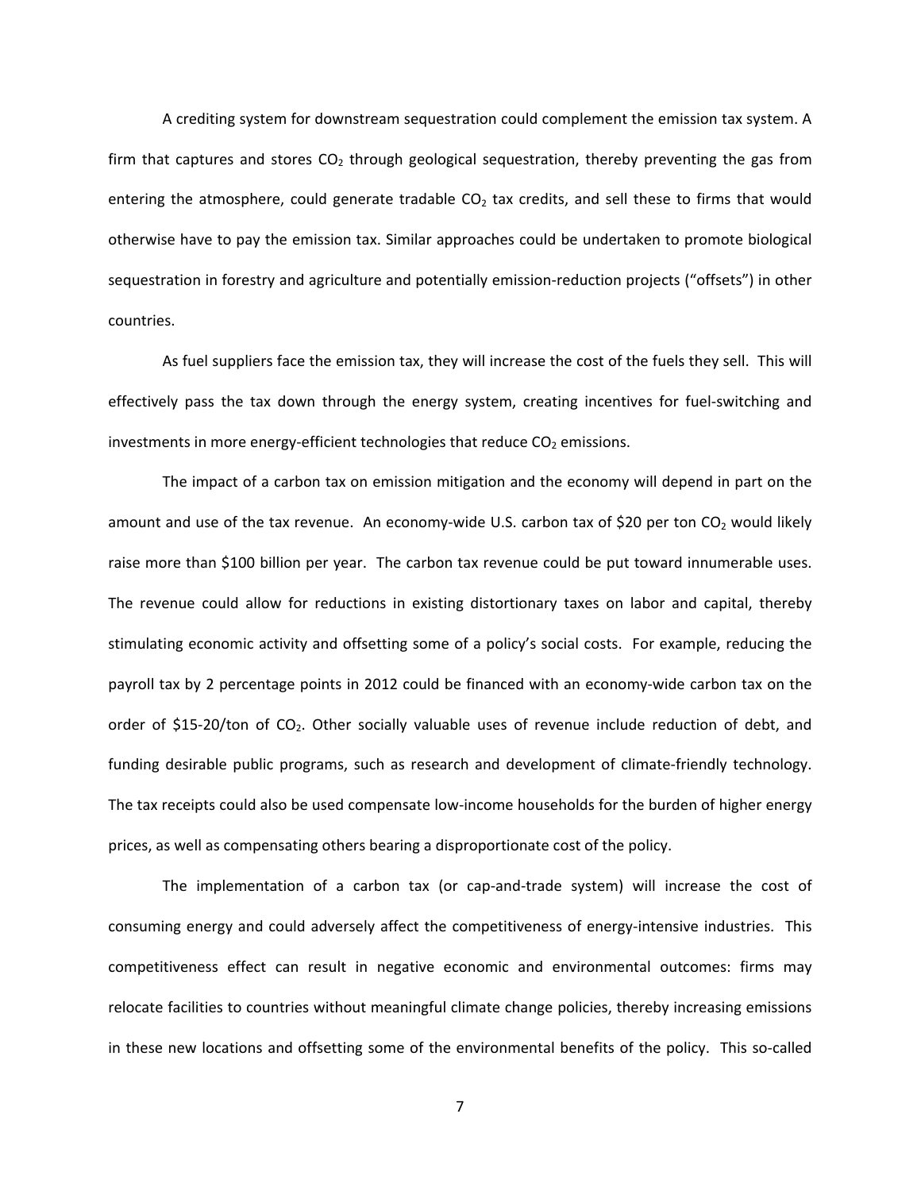A crediting system for downstream sequestration could complement the emission tax system. A firm that captures and stores $CO_2$ through geological sequestration, thereby preventing the gas from entering the atmosphere, could generate tradable $CO_2$ tax credits, and sell these to firms that would otherwise have to pay the emission tax. Similar approaches could be undertaken to promote biological sequestration in forestry and agriculture and potentially emission-reduction projects ("offsets") in other countries.

As fuel suppliers face the emission tax, they will increase the cost of the fuels they sell. This will effectively pass the tax down through the energy system, creating incentives for fuel-switching and investments in more energy-efficient technologies that reduce $CO_2$ emissions.

The impact of a carbon tax on emission mitigation and the economy will depend in part on the amount and use of the tax revenue. An economy-wide U.S. carbon tax of $20 per ton $CO_2$ would likely raise more than $100 billion per year. The carbon tax revenue could be put toward innumerable uses. The revenue could allow for reductions in existing distortionary taxes on labor and capital, thereby stimulating economic activity and offsetting some of a policy's social costs. For example, reducing the payroll tax by 2 percentage points in 2012 could be financed with an economy-wide carbon tax on the order of $15-20/ton of $CO_2$. Other socially valuable uses of revenue include reduction of debt, and funding desirable public programs, such as research and development of climate-friendly technology. The tax receipts could also be used compensate low-income households for the burden of higher energy prices, as well as compensating others bearing a disproportionate cost of the policy.

The implementation of a carbon tax (or cap-and-trade system) will increase the cost of consuming energy and could adversely affect the competitiveness of energy-intensive industries. This competitiveness effect can result in negative economic and environmental outcomes: firms may relocate facilities to countries without meaningful climate change policies, thereby increasing emissions in these new locations and offsetting some of the environmental benefits of the policy. This so-called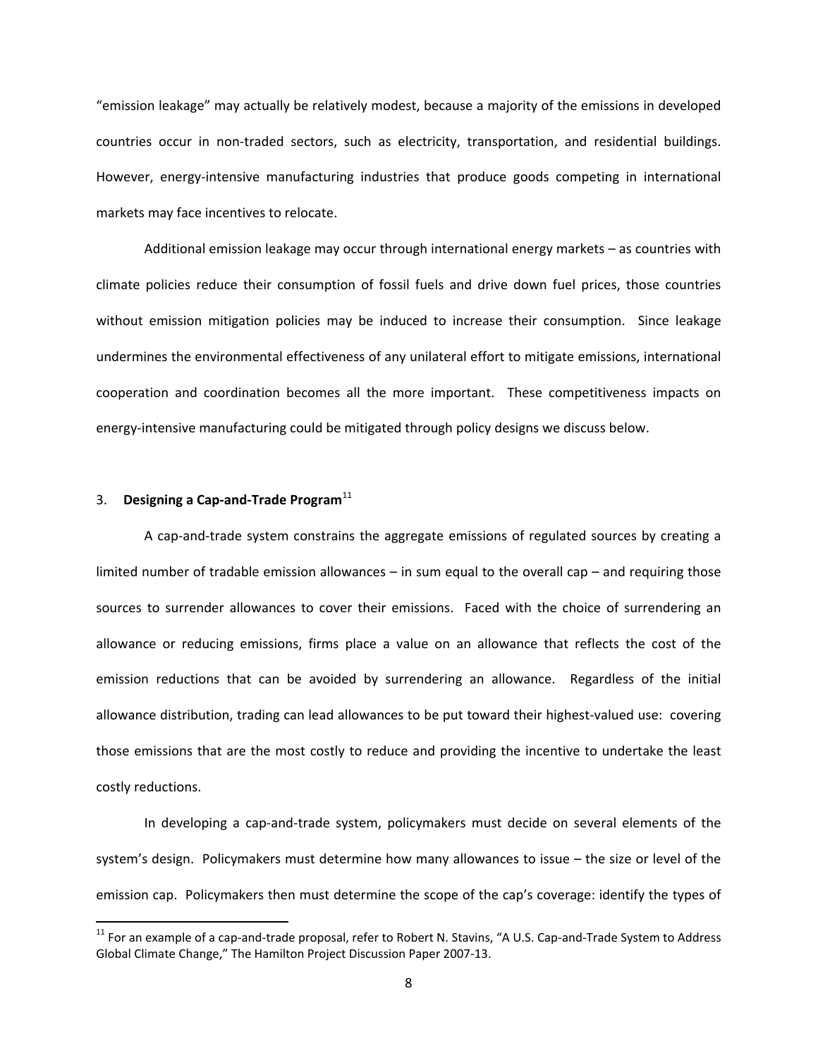"emission leakage" may actually be relatively modest, because a majority of the emissions in developed countries occur in non-traded sectors, such as electricity, transportation, and residential buildings. However, energy-intensive manufacturing industries that produce goods competing in international markets may face incentives to relocate.

Additional emission leakage may occur through international energy markets – as countries with climate policies reduce their consumption of fossil fuels and drive down fuel prices, those countries without emission mitigation policies may be induced to increase their consumption. Since leakage undermines the environmental effectiveness of any unilateral effort to mitigate emissions, international cooperation and coordination becomes all the more important. These competitiveness impacts on energy-intensive manufacturing could be mitigated through policy designs we discuss below.

## 3. **Designing a Cap-and-Trade Program**[11]

A cap-and-trade system constrains the aggregate emissions of regulated sources by creating a limited number of tradable emission allowances – in sum equal to the overall cap – and requiring those sources to surrender allowances to cover their emissions. Faced with the choice of surrendering an allowance or reducing emissions, firms place a value on an allowance that reflects the cost of the emission reductions that can be avoided by surrendering an allowance. Regardless of the initial allowance distribution, trading can lead allowances to be put toward their highest-valued use: covering those emissions that are the most costly to reduce and providing the incentive to undertake the least costly reductions.

In developing a cap-and-trade system, policymakers must decide on several elements of the system's design. Policymakers must determine how many allowances to issue – the size or level of the emission cap. Policymakers then must determine the scope of the cap's coverage: identify the types of

[11] For an example of a cap-and-trade proposal, refer to Robert N. Stavins, "A U.S. Cap-and-Trade System to Address Global Climate Change," The Hamilton Project Discussion Paper 2007-13.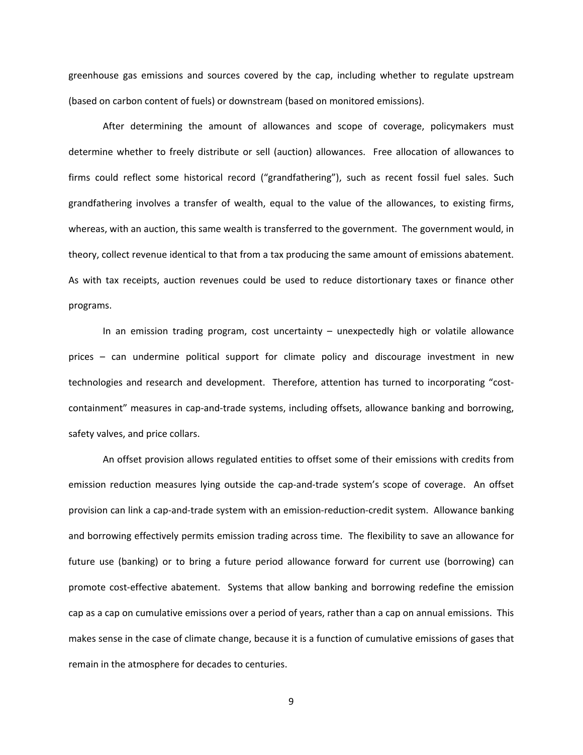greenhouse gas emissions and sources covered by the cap, including whether to regulate upstream (based on carbon content of fuels) or downstream (based on monitored emissions).

After determining the amount of allowances and scope of coverage, policymakers must determine whether to freely distribute or sell (auction) allowances. Free allocation of allowances to firms could reflect some historical record ("grandfathering"), such as recent fossil fuel sales. Such grandfathering involves a transfer of wealth, equal to the value of the allowances, to existing firms, whereas, with an auction, this same wealth is transferred to the government. The government would, in theory, collect revenue identical to that from a tax producing the same amount of emissions abatement. As with tax receipts, auction revenues could be used to reduce distortionary taxes or finance other programs.

In an emission trading program, cost uncertainty – unexpectedly high or volatile allowance prices – can undermine political support for climate policy and discourage investment in new technologies and research and development. Therefore, attention has turned to incorporating "cost-containment" measures in cap-and-trade systems, including offsets, allowance banking and borrowing, safety valves, and price collars.

An offset provision allows regulated entities to offset some of their emissions with credits from emission reduction measures lying outside the cap-and-trade system's scope of coverage. An offset provision can link a cap-and-trade system with an emission-reduction-credit system. Allowance banking and borrowing effectively permits emission trading across time. The flexibility to save an allowance for future use (banking) or to bring a future period allowance forward for current use (borrowing) can promote cost-effective abatement. Systems that allow banking and borrowing redefine the emission cap as a cap on cumulative emissions over a period of years, rather than a cap on annual emissions. This makes sense in the case of climate change, because it is a function of cumulative emissions of gases that remain in the atmosphere for decades to centuries.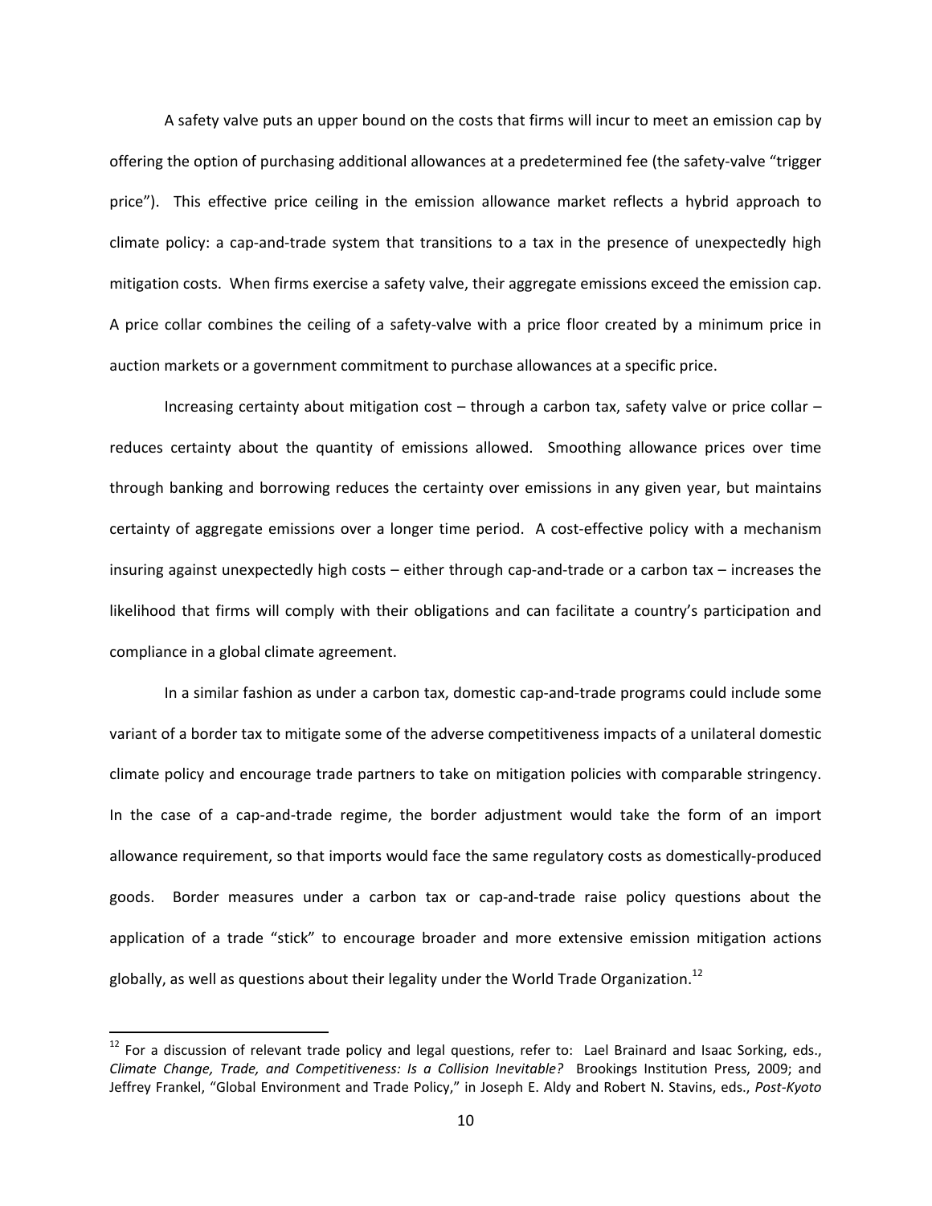A safety valve puts an upper bound on the costs that firms will incur to meet an emission cap by offering the option of purchasing additional allowances at a predetermined fee (the safety-valve "trigger price"). This effective price ceiling in the emission allowance market reflects a hybrid approach to climate policy: a cap-and-trade system that transitions to a tax in the presence of unexpectedly high mitigation costs. When firms exercise a safety valve, their aggregate emissions exceed the emission cap. A price collar combines the ceiling of a safety-valve with a price floor created by a minimum price in auction markets or a government commitment to purchase allowances at a specific price.

Increasing certainty about mitigation cost – through a carbon tax, safety valve or price collar – reduces certainty about the quantity of emissions allowed. Smoothing allowance prices over time through banking and borrowing reduces the certainty over emissions in any given year, but maintains certainty of aggregate emissions over a longer time period. A cost-effective policy with a mechanism insuring against unexpectedly high costs – either through cap-and-trade or a carbon tax – increases the likelihood that firms will comply with their obligations and can facilitate a country's participation and compliance in a global climate agreement.

In a similar fashion as under a carbon tax, domestic cap-and-trade programs could include some variant of a border tax to mitigate some of the adverse competitiveness impacts of a unilateral domestic climate policy and encourage trade partners to take on mitigation policies with comparable stringency. In the case of a cap-and-trade regime, the border adjustment would take the form of an import allowance requirement, so that imports would face the same regulatory costs as domestically-produced goods. Border measures under a carbon tax or cap-and-trade raise policy questions about the application of a trade "stick" to encourage broader and more extensive emission mitigation actions globally, as well as questions about their legality under the World Trade Organization.[12]

---

[12] For a discussion of relevant trade policy and legal questions, refer to: Lael Brainard and Isaac Sorking, eds., *Climate Change, Trade, and Competitiveness: Is a Collision Inevitable?* Brookings Institution Press, 2009; and Jeffrey Frankel, "Global Environment and Trade Policy," in Joseph E. Aldy and Robert N. Stavins, eds., *Post-Kyoto*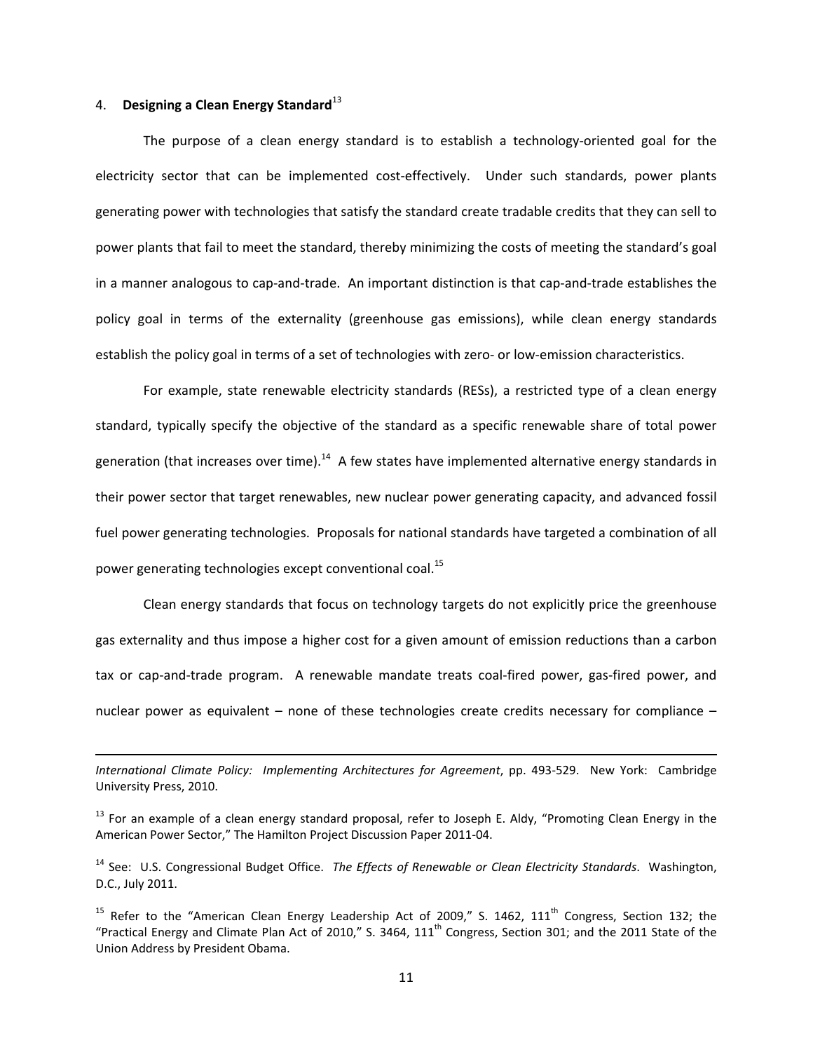## 4. **Designing a Clean Energy Standard**[13]

The purpose of a clean energy standard is to establish a technology-oriented goal for the electricity sector that can be implemented cost-effectively. Under such standards, power plants generating power with technologies that satisfy the standard create tradable credits that they can sell to power plants that fail to meet the standard, thereby minimizing the costs of meeting the standard's goal in a manner analogous to cap-and-trade. An important distinction is that cap-and-trade establishes the policy goal in terms of the externality (greenhouse gas emissions), while clean energy standards establish the policy goal in terms of a set of technologies with zero- or low-emission characteristics.

For example, state renewable electricity standards (RESs), a restricted type of a clean energy standard, typically specify the objective of the standard as a specific renewable share of total power generation (that increases over time).[14] A few states have implemented alternative energy standards in their power sector that target renewables, new nuclear power generating capacity, and advanced fossil fuel power generating technologies. Proposals for national standards have targeted a combination of all power generating technologies except conventional coal.[15]

Clean energy standards that focus on technology targets do not explicitly price the greenhouse gas externality and thus impose a higher cost for a given amount of emission reductions than a carbon tax or cap-and-trade program. A renewable mandate treats coal-fired power, gas-fired power, and nuclear power as equivalent – none of these technologies create credits necessary for compliance –

---

*International Climate Policy: Implementing Architectures for Agreement*, pp. 493-529. New York: Cambridge University Press, 2010.

[13] For an example of a clean energy standard proposal, refer to Joseph E. Aldy, "Promoting Clean Energy in the American Power Sector," The Hamilton Project Discussion Paper 2011-04.

[14] See: U.S. Congressional Budget Office. *The Effects of Renewable or Clean Electricity Standards*. Washington, D.C., July 2011.

[15] Refer to the "American Clean Energy Leadership Act of 2009," S. 1462, 111th Congress, Section 132; the "Practical Energy and Climate Plan Act of 2010," S. 3464, 111th Congress, Section 301; and the 2011 State of the Union Address by President Obama.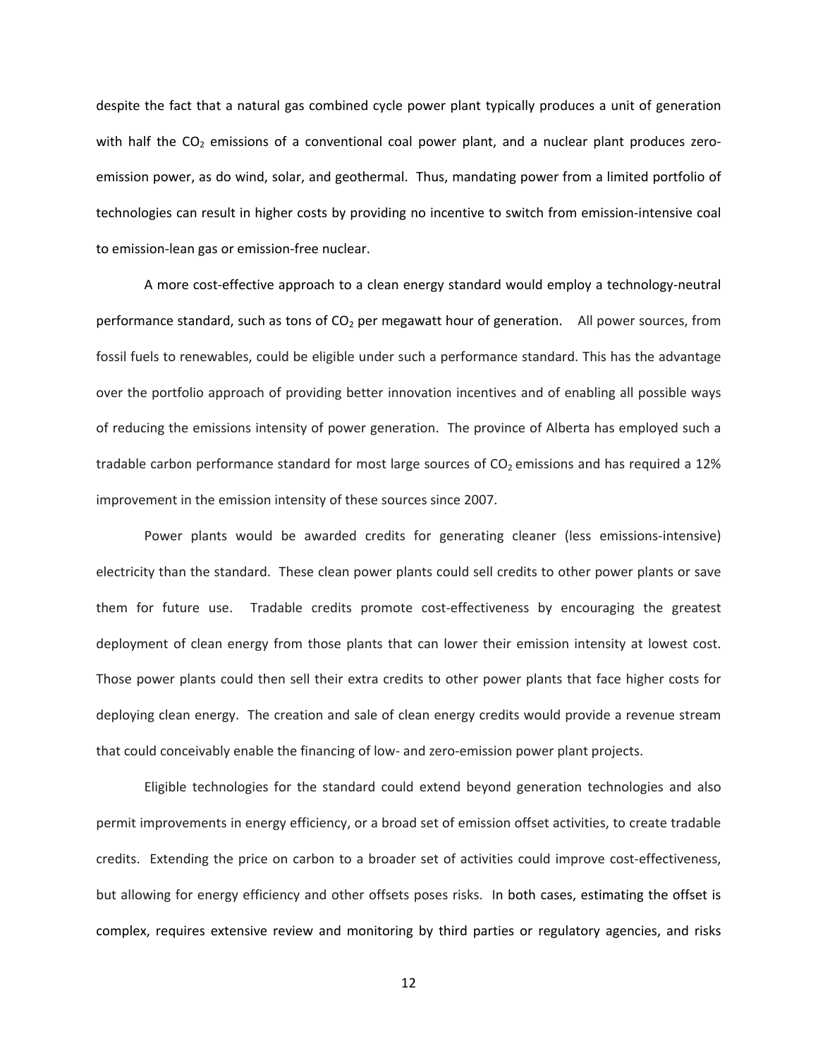despite the fact that a natural gas combined cycle power plant typically produces a unit of generation with half the $CO_2$ emissions of a conventional coal power plant, and a nuclear plant produces zero-emission power, as do wind, solar, and geothermal. Thus, mandating power from a limited portfolio of technologies can result in higher costs by providing no incentive to switch from emission-intensive coal to emission-lean gas or emission-free nuclear.

A more cost-effective approach to a clean energy standard would employ a technology-neutral performance standard, such as tons of $CO_2$ per megawatt hour of generation. All power sources, from fossil fuels to renewables, could be eligible under such a performance standard. This has the advantage over the portfolio approach of providing better innovation incentives and of enabling all possible ways of reducing the emissions intensity of power generation. The province of Alberta has employed such a tradable carbon performance standard for most large sources of $CO_2$ emissions and has required a 12% improvement in the emission intensity of these sources since 2007.

Power plants would be awarded credits for generating cleaner (less emissions-intensive) electricity than the standard. These clean power plants could sell credits to other power plants or save them for future use. Tradable credits promote cost-effectiveness by encouraging the greatest deployment of clean energy from those plants that can lower their emission intensity at lowest cost. Those power plants could then sell their extra credits to other power plants that face higher costs for deploying clean energy. The creation and sale of clean energy credits would provide a revenue stream that could conceivably enable the financing of low- and zero-emission power plant projects.

Eligible technologies for the standard could extend beyond generation technologies and also permit improvements in energy efficiency, or a broad set of emission offset activities, to create tradable credits. Extending the price on carbon to a broader set of activities could improve cost-effectiveness, but allowing for energy efficiency and other offsets poses risks. In both cases, estimating the offset is complex, requires extensive review and monitoring by third parties or regulatory agencies, and risks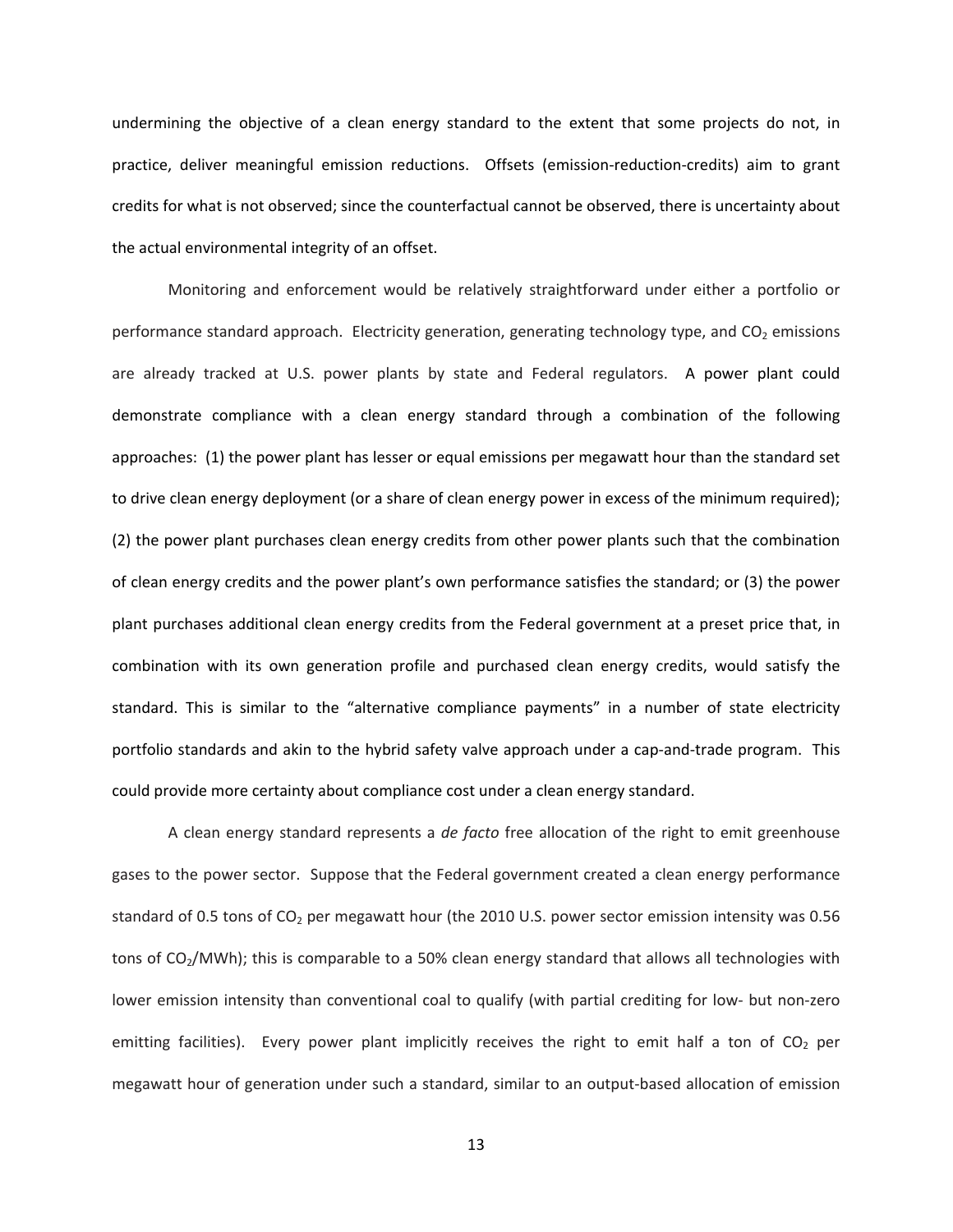undermining the objective of a clean energy standard to the extent that some projects do not, in practice, deliver meaningful emission reductions. Offsets (emission-reduction-credits) aim to grant credits for what is not observed; since the counterfactual cannot be observed, there is uncertainty about the actual environmental integrity of an offset.

Monitoring and enforcement would be relatively straightforward under either a portfolio or performance standard approach. Electricity generation, generating technology type, and $CO_2$ emissions are already tracked at U.S. power plants by state and Federal regulators. A power plant could demonstrate compliance with a clean energy standard through a combination of the following approaches: (1) the power plant has lesser or equal emissions per megawatt hour than the standard set to drive clean energy deployment (or a share of clean energy power in excess of the minimum required); (2) the power plant purchases clean energy credits from other power plants such that the combination of clean energy credits and the power plant's own performance satisfies the standard; or (3) the power plant purchases additional clean energy credits from the Federal government at a preset price that, in combination with its own generation profile and purchased clean energy credits, would satisfy the standard. This is similar to the "alternative compliance payments" in a number of state electricity portfolio standards and akin to the hybrid safety valve approach under a cap-and-trade program. This could provide more certainty about compliance cost under a clean energy standard.

A clean energy standard represents a *de facto* free allocation of the right to emit greenhouse gases to the power sector. Suppose that the Federal government created a clean energy performance standard of 0.5 tons of $CO_2$ per megawatt hour (the 2010 U.S. power sector emission intensity was 0.56 tons of $CO_2$/MWh); this is comparable to a 50% clean energy standard that allows all technologies with lower emission intensity than conventional coal to qualify (with partial crediting for low- but non-zero emitting facilities). Every power plant implicitly receives the right to emit half a ton of $CO_2$ per megawatt hour of generation under such a standard, similar to an output-based allocation of emission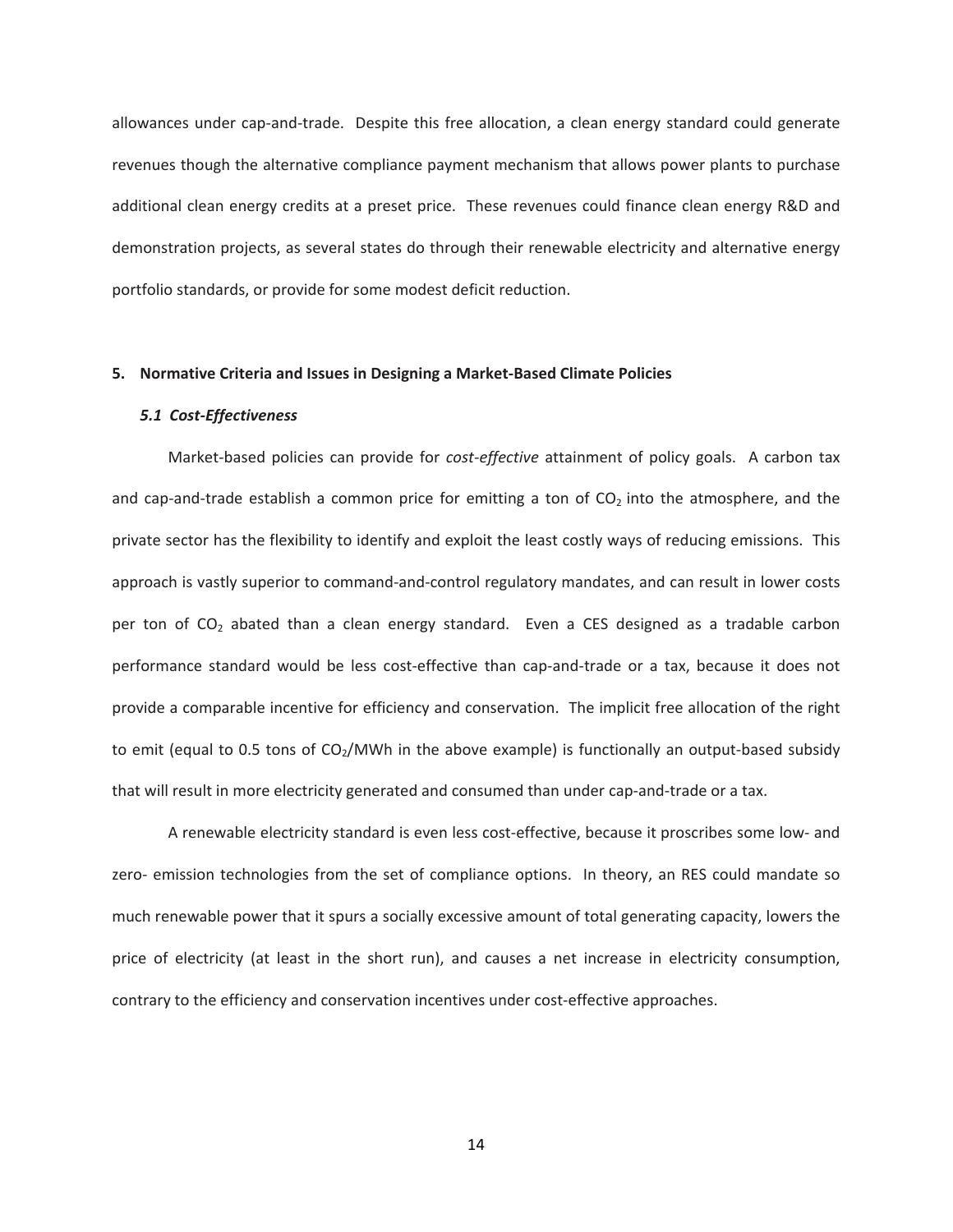allowances under cap-and-trade. Despite this free allocation, a clean energy standard could generate revenues though the alternative compliance payment mechanism that allows power plants to purchase additional clean energy credits at a preset price. These revenues could finance clean energy R&D and demonstration projects, as several states do through their renewable electricity and alternative energy portfolio standards, or provide for some modest deficit reduction.

## 5. Normative Criteria and Issues in Designing a Market-Based Climate Policies

### *5.1 Cost-Effectiveness*

Market-based policies can provide for *cost-effective* attainment of policy goals. A carbon tax and cap-and-trade establish a common price for emitting a ton of $CO_2$ into the atmosphere, and the private sector has the flexibility to identify and exploit the least costly ways of reducing emissions. This approach is vastly superior to command-and-control regulatory mandates, and can result in lower costs per ton of $CO_2$ abated than a clean energy standard. Even a CES designed as a tradable carbon performance standard would be less cost-effective than cap-and-trade or a tax, because it does not provide a comparable incentive for efficiency and conservation. The implicit free allocation of the right to emit (equal to 0.5 tons of $CO_2$/MWh in the above example) is functionally an output-based subsidy that will result in more electricity generated and consumed than under cap-and-trade or a tax.

A renewable electricity standard is even less cost-effective, because it proscribes some low- and zero- emission technologies from the set of compliance options. In theory, an RES could mandate so much renewable power that it spurs a socially excessive amount of total generating capacity, lowers the price of electricity (at least in the short run), and causes a net increase in electricity consumption, contrary to the efficiency and conservation incentives under cost-effective approaches.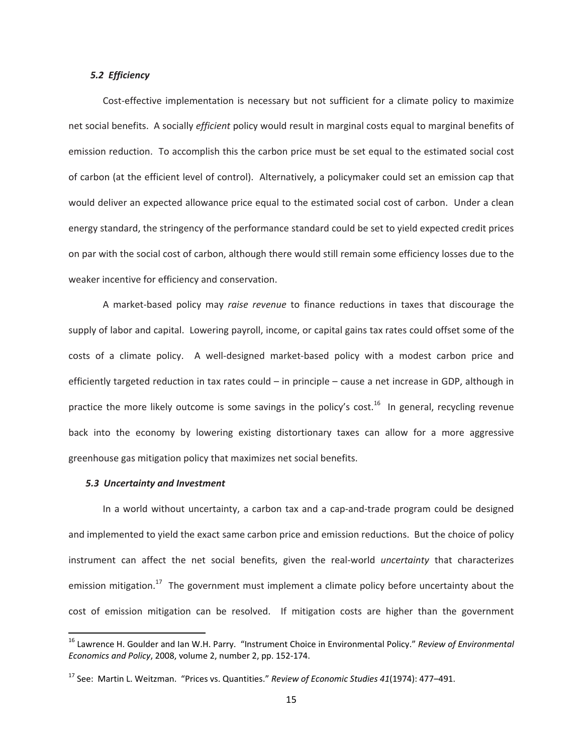### *5.2 Efficiency*

Cost-effective implementation is necessary but not sufficient for a climate policy to maximize net social benefits. A socially *efficient* policy would result in marginal costs equal to marginal benefits of emission reduction. To accomplish this the carbon price must be set equal to the estimated social cost of carbon (at the efficient level of control). Alternatively, a policymaker could set an emission cap that would deliver an expected allowance price equal to the estimated social cost of carbon. Under a clean energy standard, the stringency of the performance standard could be set to yield expected credit prices on par with the social cost of carbon, although there would still remain some efficiency losses due to the weaker incentive for efficiency and conservation.

A market-based policy may *raise revenue* to finance reductions in taxes that discourage the supply of labor and capital. Lowering payroll, income, or capital gains tax rates could offset some of the costs of a climate policy. A well-designed market-based policy with a modest carbon price and efficiently targeted reduction in tax rates could – in principle – cause a net increase in GDP, although in practice the more likely outcome is some savings in the policy's cost.[16] In general, recycling revenue back into the economy by lowering existing distortionary taxes can allow for a more aggressive greenhouse gas mitigation policy that maximizes net social benefits.

### *5.3 Uncertainty and Investment*

In a world without uncertainty, a carbon tax and a cap-and-trade program could be designed and implemented to yield the exact same carbon price and emission reductions. But the choice of policy instrument can affect the net social benefits, given the real-world *uncertainty* that characterizes emission mitigation.[17] The government must implement a climate policy before uncertainty about the cost of emission mitigation can be resolved. If mitigation costs are higher than the government

---

[16] Lawrence H. Goulder and Ian W.H. Parry. "Instrument Choice in Environmental Policy." *Review of Environmental Economics and Policy*, 2008, volume 2, number 2, pp. 152-174.

[17] See: Martin L. Weitzman. "Prices vs. Quantities." *Review of Economic Studies 41*(1974): 477–491.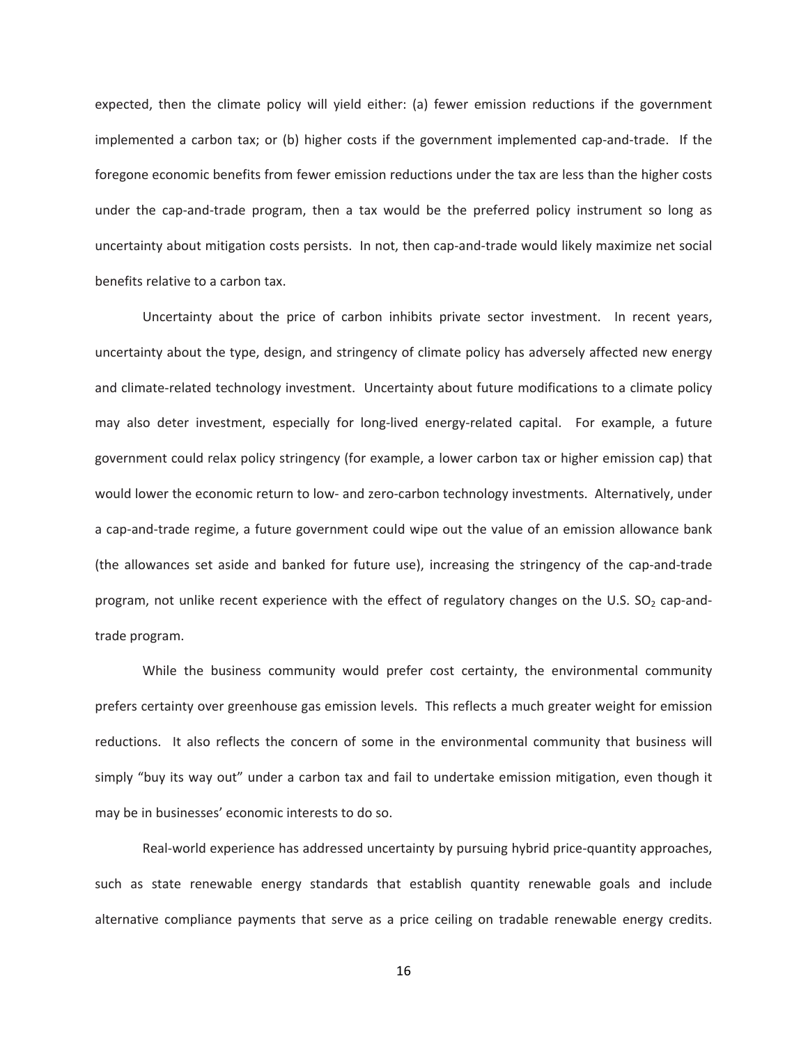expected, then the climate policy will yield either: (a) fewer emission reductions if the government implemented a carbon tax; or (b) higher costs if the government implemented cap-and-trade. If the foregone economic benefits from fewer emission reductions under the tax are less than the higher costs under the cap-and-trade program, then a tax would be the preferred policy instrument so long as uncertainty about mitigation costs persists. In not, then cap-and-trade would likely maximize net social benefits relative to a carbon tax.

Uncertainty about the price of carbon inhibits private sector investment. In recent years, uncertainty about the type, design, and stringency of climate policy has adversely affected new energy and climate-related technology investment. Uncertainty about future modifications to a climate policy may also deter investment, especially for long-lived energy-related capital. For example, a future government could relax policy stringency (for example, a lower carbon tax or higher emission cap) that would lower the economic return to low- and zero-carbon technology investments. Alternatively, under a cap-and-trade regime, a future government could wipe out the value of an emission allowance bank (the allowances set aside and banked for future use), increasing the stringency of the cap-and-trade program, not unlike recent experience with the effect of regulatory changes on the U.S. $SO_2$ cap-and-trade program.

While the business community would prefer cost certainty, the environmental community prefers certainty over greenhouse gas emission levels. This reflects a much greater weight for emission reductions. It also reflects the concern of some in the environmental community that business will simply "buy its way out" under a carbon tax and fail to undertake emission mitigation, even though it may be in businesses' economic interests to do so.

Real-world experience has addressed uncertainty by pursuing hybrid price-quantity approaches, such as state renewable energy standards that establish quantity renewable goals and include alternative compliance payments that serve as a price ceiling on tradable renewable energy credits.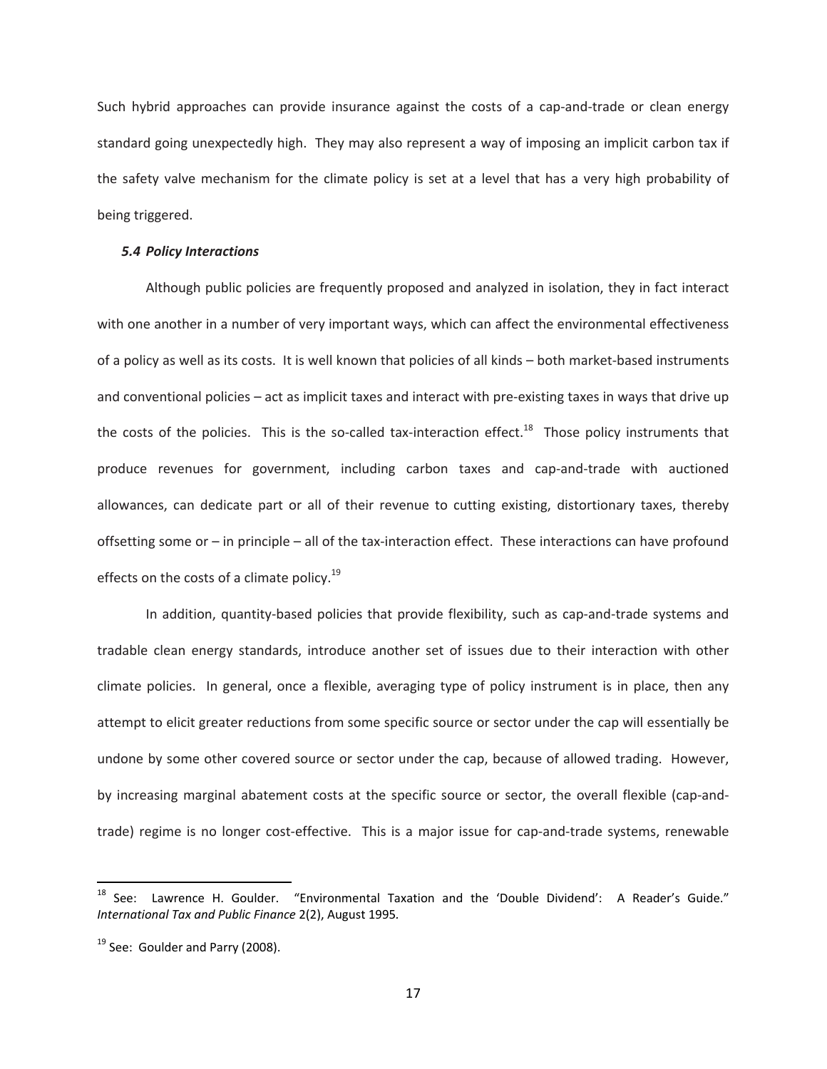Such hybrid approaches can provide insurance against the costs of a cap-and-trade or clean energy standard going unexpectedly high. They may also represent a way of imposing an implicit carbon tax if the safety valve mechanism for the climate policy is set at a level that has a very high probability of being triggered.

### *5.4 Policy Interactions*

Although public policies are frequently proposed and analyzed in isolation, they in fact interact with one another in a number of very important ways, which can affect the environmental effectiveness of a policy as well as its costs. It is well known that policies of all kinds – both market-based instruments and conventional policies – act as implicit taxes and interact with pre-existing taxes in ways that drive up the costs of the policies. This is the so-called tax-interaction effect.[18] Those policy instruments that produce revenues for government, including carbon taxes and cap-and-trade with auctioned allowances, can dedicate part or all of their revenue to cutting existing, distortionary taxes, thereby offsetting some or – in principle – all of the tax-interaction effect. These interactions can have profound effects on the costs of a climate policy.[19]

In addition, quantity-based policies that provide flexibility, such as cap-and-trade systems and tradable clean energy standards, introduce another set of issues due to their interaction with other climate policies. In general, once a flexible, averaging type of policy instrument is in place, then any attempt to elicit greater reductions from some specific source or sector under the cap will essentially be undone by some other covered source or sector under the cap, because of allowed trading. However, by increasing marginal abatement costs at the specific source or sector, the overall flexible (cap-and-trade) regime is no longer cost-effective. This is a major issue for cap-and-trade systems, renewable

---

[18] See: Lawrence H. Goulder. "Environmental Taxation and the 'Double Dividend': A Reader's Guide." *International Tax and Public Finance* 2(2), August 1995.

[19] See: Goulder and Parry (2008).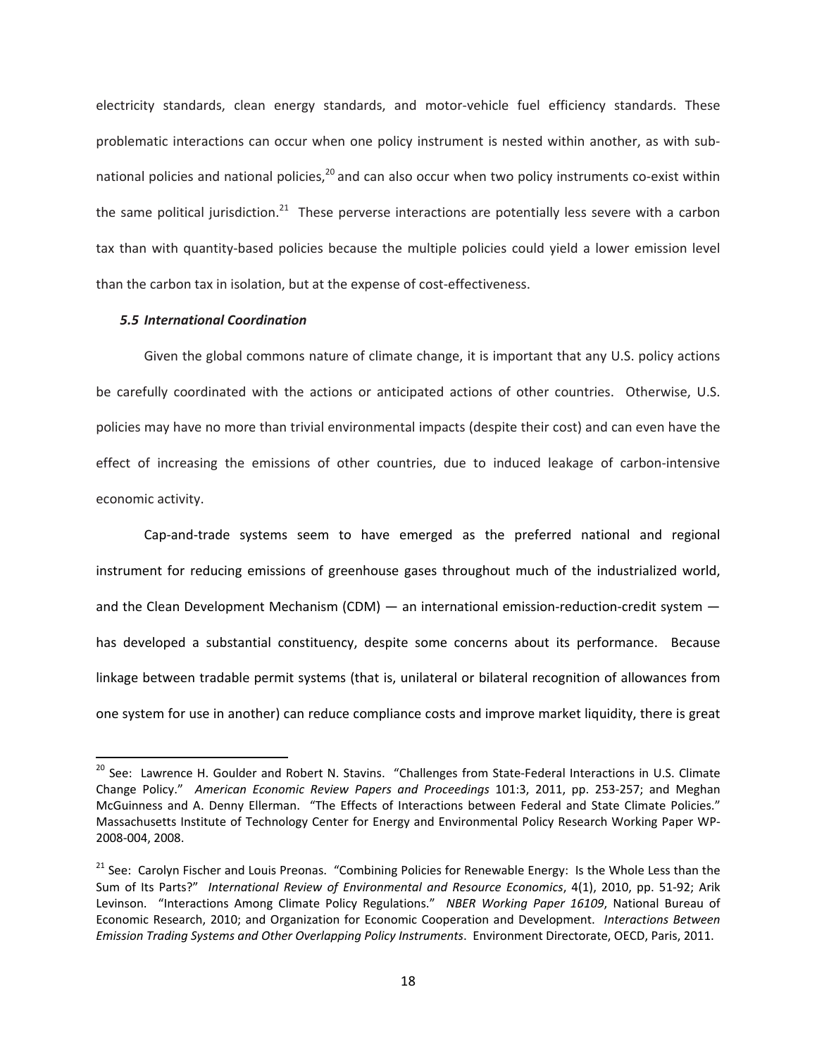electricity standards, clean energy standards, and motor-vehicle fuel efficiency standards. These problematic interactions can occur when one policy instrument is nested within another, as with sub-national policies and national policies,[20] and can also occur when two policy instruments co-exist within the same political jurisdiction.[21] These perverse interactions are potentially less severe with a carbon tax than with quantity-based policies because the multiple policies could yield a lower emission level than the carbon tax in isolation, but at the expense of cost-effectiveness.

### *5.5 International Coordination*

Given the global commons nature of climate change, it is important that any U.S. policy actions be carefully coordinated with the actions or anticipated actions of other countries. Otherwise, U.S. policies may have no more than trivial environmental impacts (despite their cost) and can even have the effect of increasing the emissions of other countries, due to induced leakage of carbon-intensive economic activity.

Cap-and-trade systems seem to have emerged as the preferred national and regional instrument for reducing emissions of greenhouse gases throughout much of the industrialized world, and the Clean Development Mechanism (CDM) — an international emission-reduction-credit system — has developed a substantial constituency, despite some concerns about its performance. Because linkage between tradable permit systems (that is, unilateral or bilateral recognition of allowances from one system for use in another) can reduce compliance costs and improve market liquidity, there is great

---

[20] See: Lawrence H. Goulder and Robert N. Stavins. "Challenges from State-Federal Interactions in U.S. Climate Change Policy." *American Economic Review Papers and Proceedings* 101:3, 2011, pp. 253-257; and Meghan McGuinness and A. Denny Ellerman. "The Effects of Interactions between Federal and State Climate Policies." Massachusetts Institute of Technology Center for Energy and Environmental Policy Research Working Paper WP-2008-004, 2008.

[21] See: Carolyn Fischer and Louis Preonas. "Combining Policies for Renewable Energy: Is the Whole Less than the Sum of Its Parts?" *International Review of Environmental and Resource Economics*, 4(1), 2010, pp. 51-92; Arik Levinson. "Interactions Among Climate Policy Regulations." *NBER Working Paper 16109*, National Bureau of Economic Research, 2010; and Organization for Economic Cooperation and Development. *Interactions Between Emission Trading Systems and Other Overlapping Policy Instruments*. Environment Directorate, OECD, Paris, 2011.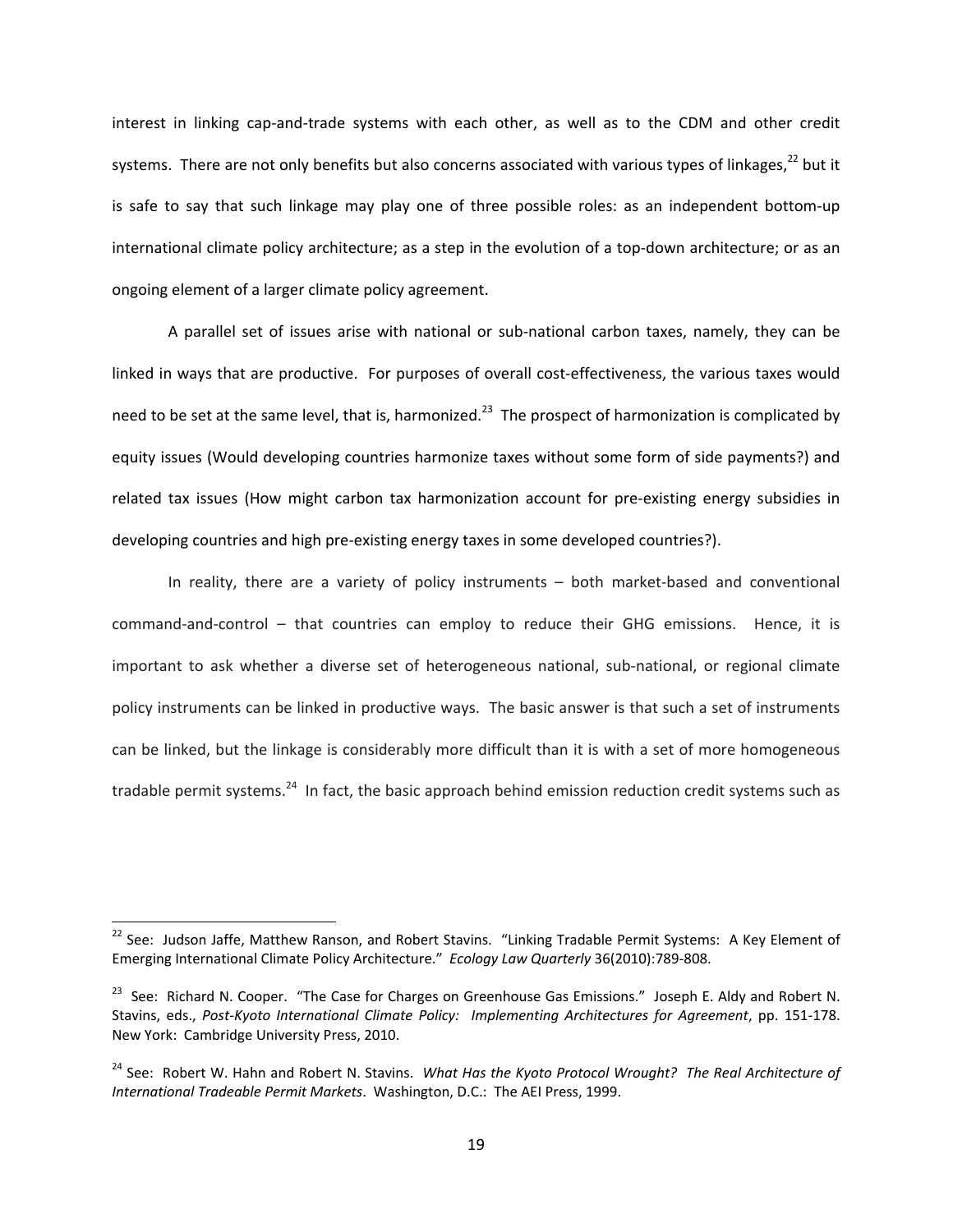interest in linking cap-and-trade systems with each other, as well as to the CDM and other credit systems. There are not only benefits but also concerns associated with various types of linkages,[22] but it is safe to say that such linkage may play one of three possible roles: as an independent bottom-up international climate policy architecture; as a step in the evolution of a top-down architecture; or as an ongoing element of a larger climate policy agreement.

A parallel set of issues arise with national or sub-national carbon taxes, namely, they can be linked in ways that are productive. For purposes of overall cost-effectiveness, the various taxes would need to be set at the same level, that is, harmonized.[23] The prospect of harmonization is complicated by equity issues (Would developing countries harmonize taxes without some form of side payments?) and related tax issues (How might carbon tax harmonization account for pre-existing energy subsidies in developing countries and high pre-existing energy taxes in some developed countries?).

In reality, there are a variety of policy instruments – both market-based and conventional command-and-control – that countries can employ to reduce their GHG emissions. Hence, it is important to ask whether a diverse set of heterogeneous national, sub-national, or regional climate policy instruments can be linked in productive ways. The basic answer is that such a set of instruments can be linked, but the linkage is considerably more difficult than it is with a set of more homogeneous tradable permit systems.[24] In fact, the basic approach behind emission reduction credit systems such as

---

[22] See: Judson Jaffe, Matthew Ranson, and Robert Stavins. "Linking Tradable Permit Systems: A Key Element of Emerging International Climate Policy Architecture." *Ecology Law Quarterly* 36(2010):789-808.

[23] See: Richard N. Cooper. "The Case for Charges on Greenhouse Gas Emissions." Joseph E. Aldy and Robert N. Stavins, eds., *Post-Kyoto International Climate Policy: Implementing Architectures for Agreement*, pp. 151-178. New York: Cambridge University Press, 2010.

[24] See: Robert W. Hahn and Robert N. Stavins. *What Has the Kyoto Protocol Wrought? The Real Architecture of International Tradeable Permit Markets*. Washington, D.C.: The AEI Press, 1999.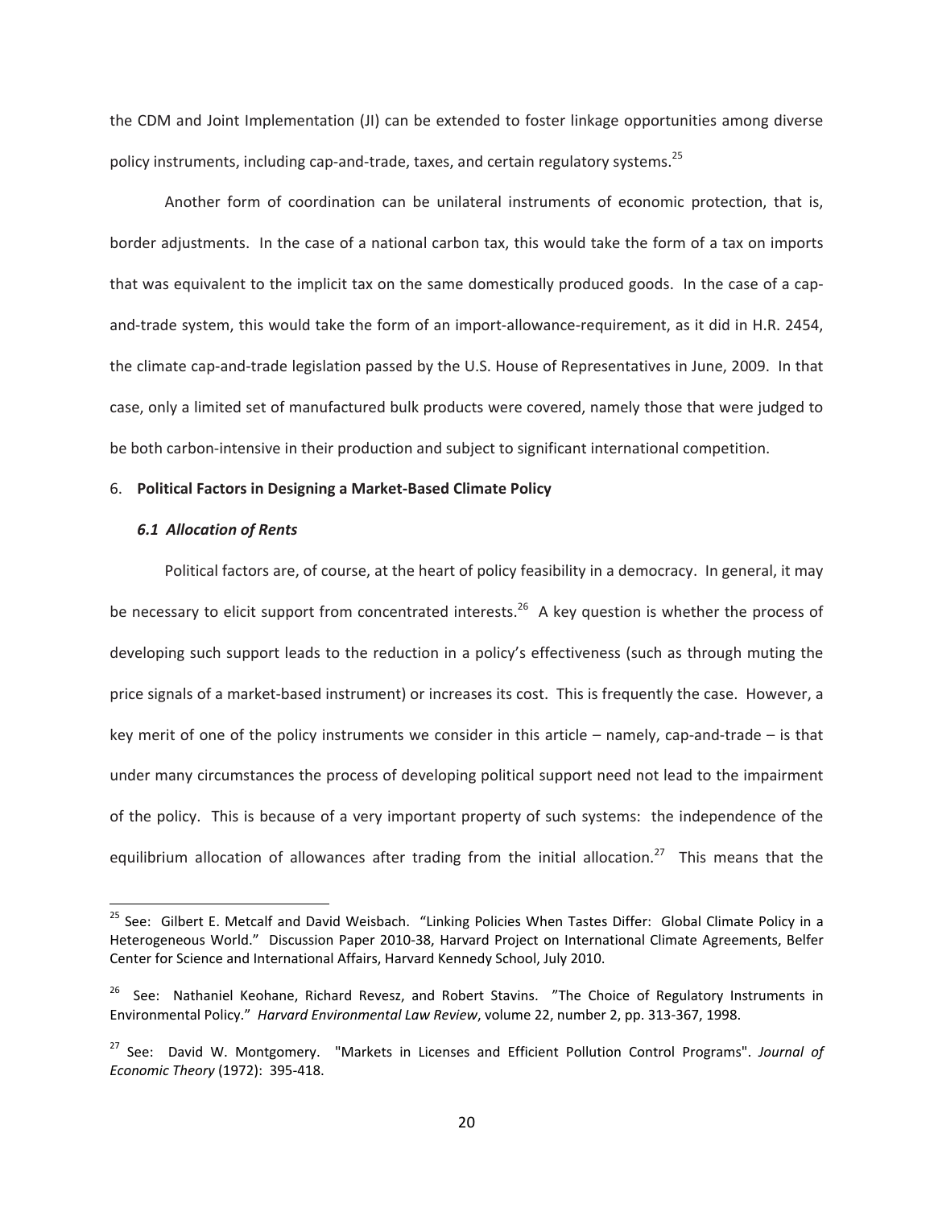the CDM and Joint Implementation (JI) can be extended to foster linkage opportunities among diverse policy instruments, including cap-and-trade, taxes, and certain regulatory systems.[25]

Another form of coordination can be unilateral instruments of economic protection, that is, border adjustments. In the case of a national carbon tax, this would take the form of a tax on imports that was equivalent to the implicit tax on the same domestically produced goods. In the case of a cap-and-trade system, this would take the form of an import-allowance-requirement, as it did in H.R. 2454, the climate cap-and-trade legislation passed by the U.S. House of Representatives in June, 2009. In that case, only a limited set of manufactured bulk products were covered, namely those that were judged to be both carbon-intensive in their production and subject to significant international competition.

## 6. **Political Factors in Designing a Market-Based Climate Policy**

### *6.1 Allocation of Rents*

Political factors are, of course, at the heart of policy feasibility in a democracy. In general, it may be necessary to elicit support from concentrated interests.[26] A key question is whether the process of developing such support leads to the reduction in a policy's effectiveness (such as through muting the price signals of a market-based instrument) or increases its cost. This is frequently the case. However, a key merit of one of the policy instruments we consider in this article – namely, cap-and-trade – is that under many circumstances the process of developing political support need not lead to the impairment of the policy. This is because of a very important property of such systems: the independence of the equilibrium allocation of allowances after trading from the initial allocation.[27] This means that the

---

[25] See: Gilbert E. Metcalf and David Weisbach. "Linking Policies When Tastes Differ: Global Climate Policy in a Heterogeneous World." Discussion Paper 2010-38, Harvard Project on International Climate Agreements, Belfer Center for Science and International Affairs, Harvard Kennedy School, July 2010.

[26] See: Nathaniel Keohane, Richard Revesz, and Robert Stavins. "The Choice of Regulatory Instruments in Environmental Policy." *Harvard Environmental Law Review*, volume 22, number 2, pp. 313-367, 1998.

[27] See: David W. Montgomery. "Markets in Licenses and Efficient Pollution Control Programs". *Journal of Economic Theory* (1972): 395-418.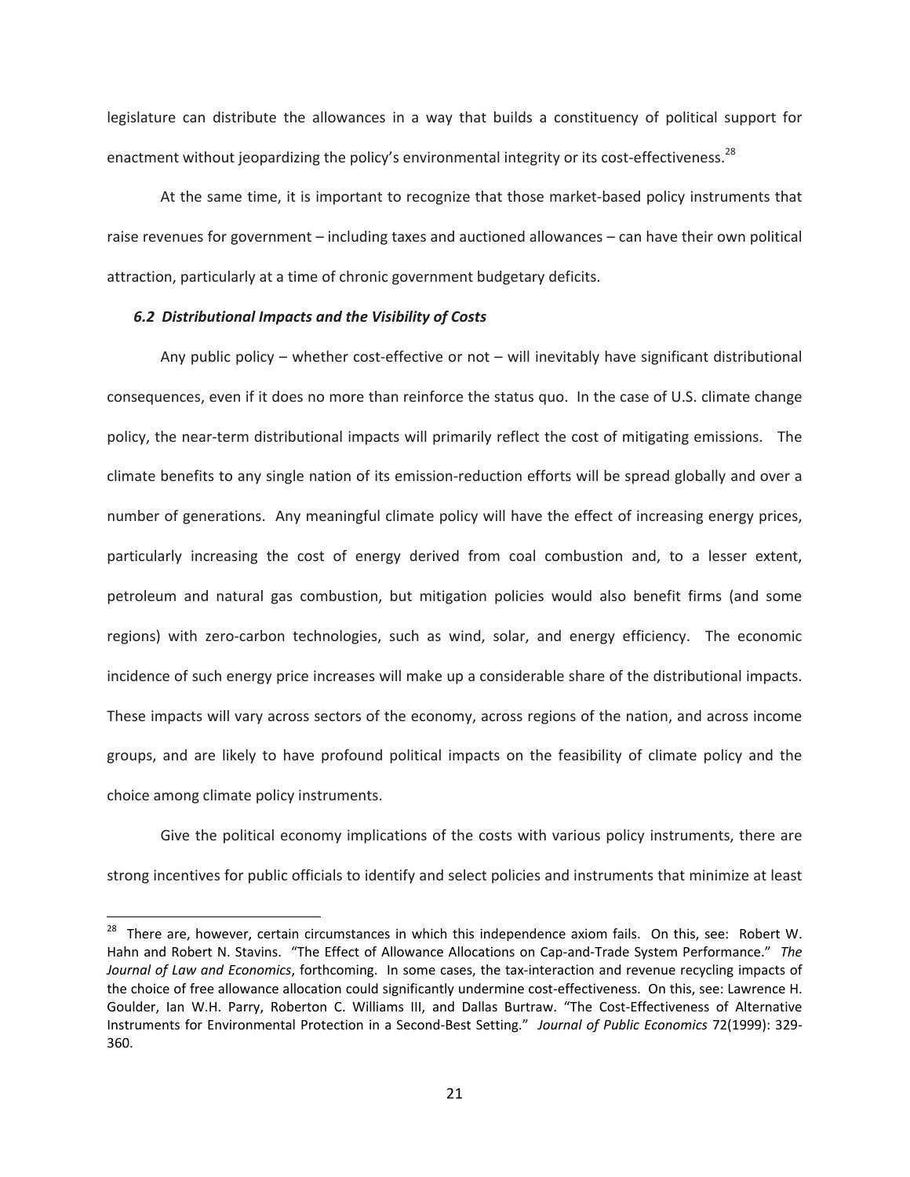legislature can distribute the allowances in a way that builds a constituency of political support for enactment without jeopardizing the policy's environmental integrity or its cost-effectiveness.[28]

At the same time, it is important to recognize that those market-based policy instruments that raise revenues for government – including taxes and auctioned allowances – can have their own political attraction, particularly at a time of chronic government budgetary deficits.

### *6.2 Distributional Impacts and the Visibility of Costs*

Any public policy – whether cost-effective or not – will inevitably have significant distributional consequences, even if it does no more than reinforce the status quo. In the case of U.S. climate change policy, the near-term distributional impacts will primarily reflect the cost of mitigating emissions. The climate benefits to any single nation of its emission-reduction efforts will be spread globally and over a number of generations. Any meaningful climate policy will have the effect of increasing energy prices, particularly increasing the cost of energy derived from coal combustion and, to a lesser extent, petroleum and natural gas combustion, but mitigation policies would also benefit firms (and some regions) with zero-carbon technologies, such as wind, solar, and energy efficiency. The economic incidence of such energy price increases will make up a considerable share of the distributional impacts. These impacts will vary across sectors of the economy, across regions of the nation, and across income groups, and are likely to have profound political impacts on the feasibility of climate policy and the choice among climate policy instruments.

Give the political economy implications of the costs with various policy instruments, there are strong incentives for public officials to identify and select policies and instruments that minimize at least

---

[28] There are, however, certain circumstances in which this independence axiom fails. On this, see: Robert W. Hahn and Robert N. Stavins. "The Effect of Allowance Allocations on Cap-and-Trade System Performance." *The Journal of Law and Economics*, forthcoming. In some cases, the tax-interaction and revenue recycling impacts of the choice of free allowance allocation could significantly undermine cost-effectiveness. On this, see: Lawrence H. Goulder, Ian W.H. Parry, Roberton C. Williams III, and Dallas Burtraw. "The Cost-Effectiveness of Alternative Instruments for Environmental Protection in a Second-Best Setting." *Journal of Public Economics* 72(1999): 329-360.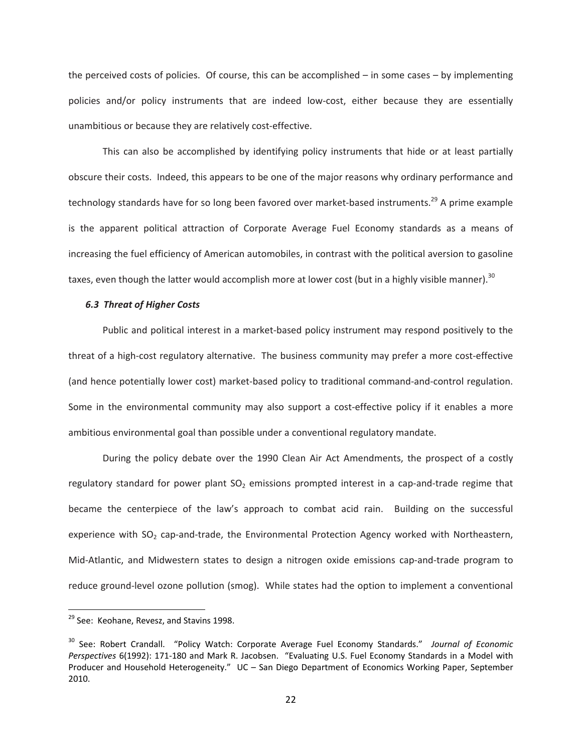the perceived costs of policies. Of course, this can be accomplished – in some cases – by implementing policies and/or policy instruments that are indeed low-cost, either because they are essentially unambitious or because they are relatively cost-effective.

This can also be accomplished by identifying policy instruments that hide or at least partially obscure their costs. Indeed, this appears to be one of the major reasons why ordinary performance and technology standards have for so long been favored over market-based instruments.[29] A prime example is the apparent political attraction of Corporate Average Fuel Economy standards as a means of increasing the fuel efficiency of American automobiles, in contrast with the political aversion to gasoline taxes, even though the latter would accomplish more at lower cost (but in a highly visible manner).[30]

### *6.3 Threat of Higher Costs*

Public and political interest in a market-based policy instrument may respond positively to the threat of a high-cost regulatory alternative. The business community may prefer a more cost-effective (and hence potentially lower cost) market-based policy to traditional command-and-control regulation. Some in the environmental community may also support a cost-effective policy if it enables a more ambitious environmental goal than possible under a conventional regulatory mandate.

During the policy debate over the 1990 Clean Air Act Amendments, the prospect of a costly regulatory standard for power plant $SO_2$ emissions prompted interest in a cap-and-trade regime that became the centerpiece of the law's approach to combat acid rain. Building on the successful experience with $SO_2$ cap-and-trade, the Environmental Protection Agency worked with Northeastern, Mid-Atlantic, and Midwestern states to design a nitrogen oxide emissions cap-and-trade program to reduce ground-level ozone pollution (smog). While states had the option to implement a conventional

---

[29] See: Keohane, Revesz, and Stavins 1998.

[30] See: Robert Crandall. "Policy Watch: Corporate Average Fuel Economy Standards." *Journal of Economic Perspectives* 6(1992): 171-180 and Mark R. Jacobsen. "Evaluating U.S. Fuel Economy Standards in a Model with Producer and Household Heterogeneity." UC – San Diego Department of Economics Working Paper, September 2010.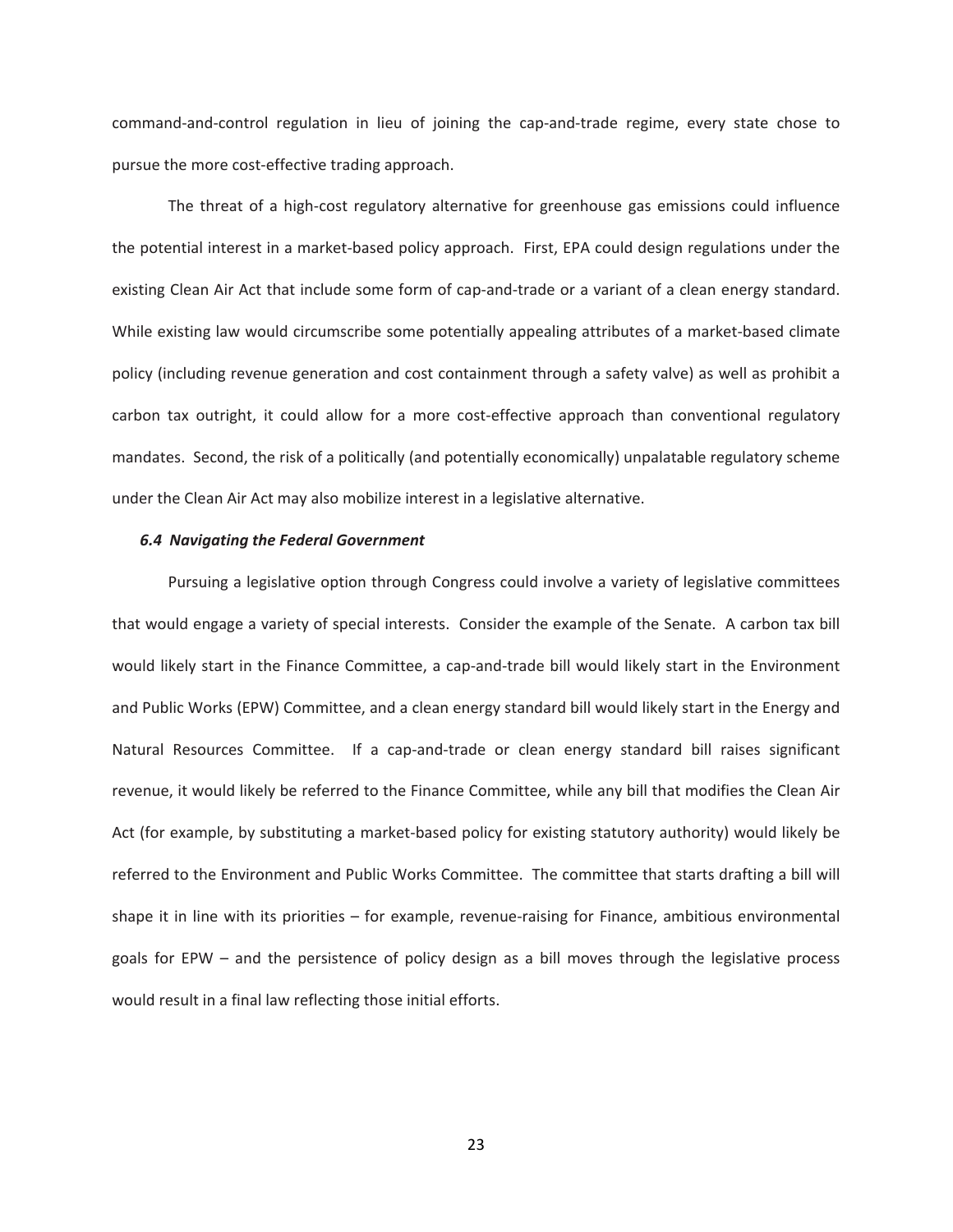command-and-control regulation in lieu of joining the cap-and-trade regime, every state chose to pursue the more cost-effective trading approach.

The threat of a high-cost regulatory alternative for greenhouse gas emissions could influence the potential interest in a market-based policy approach. First, EPA could design regulations under the existing Clean Air Act that include some form of cap-and-trade or a variant of a clean energy standard. While existing law would circumscribe some potentially appealing attributes of a market-based climate policy (including revenue generation and cost containment through a safety valve) as well as prohibit a carbon tax outright, it could allow for a more cost-effective approach than conventional regulatory mandates. Second, the risk of a politically (and potentially economically) unpalatable regulatory scheme under the Clean Air Act may also mobilize interest in a legislative alternative.

### *6.4 Navigating the Federal Government*

Pursuing a legislative option through Congress could involve a variety of legislative committees that would engage a variety of special interests. Consider the example of the Senate. A carbon tax bill would likely start in the Finance Committee, a cap-and-trade bill would likely start in the Environment and Public Works (EPW) Committee, and a clean energy standard bill would likely start in the Energy and Natural Resources Committee. If a cap-and-trade or clean energy standard bill raises significant revenue, it would likely be referred to the Finance Committee, while any bill that modifies the Clean Air Act (for example, by substituting a market-based policy for existing statutory authority) would likely be referred to the Environment and Public Works Committee. The committee that starts drafting a bill will shape it in line with its priorities – for example, revenue-raising for Finance, ambitious environmental goals for EPW – and the persistence of policy design as a bill moves through the legislative process would result in a final law reflecting those initial efforts.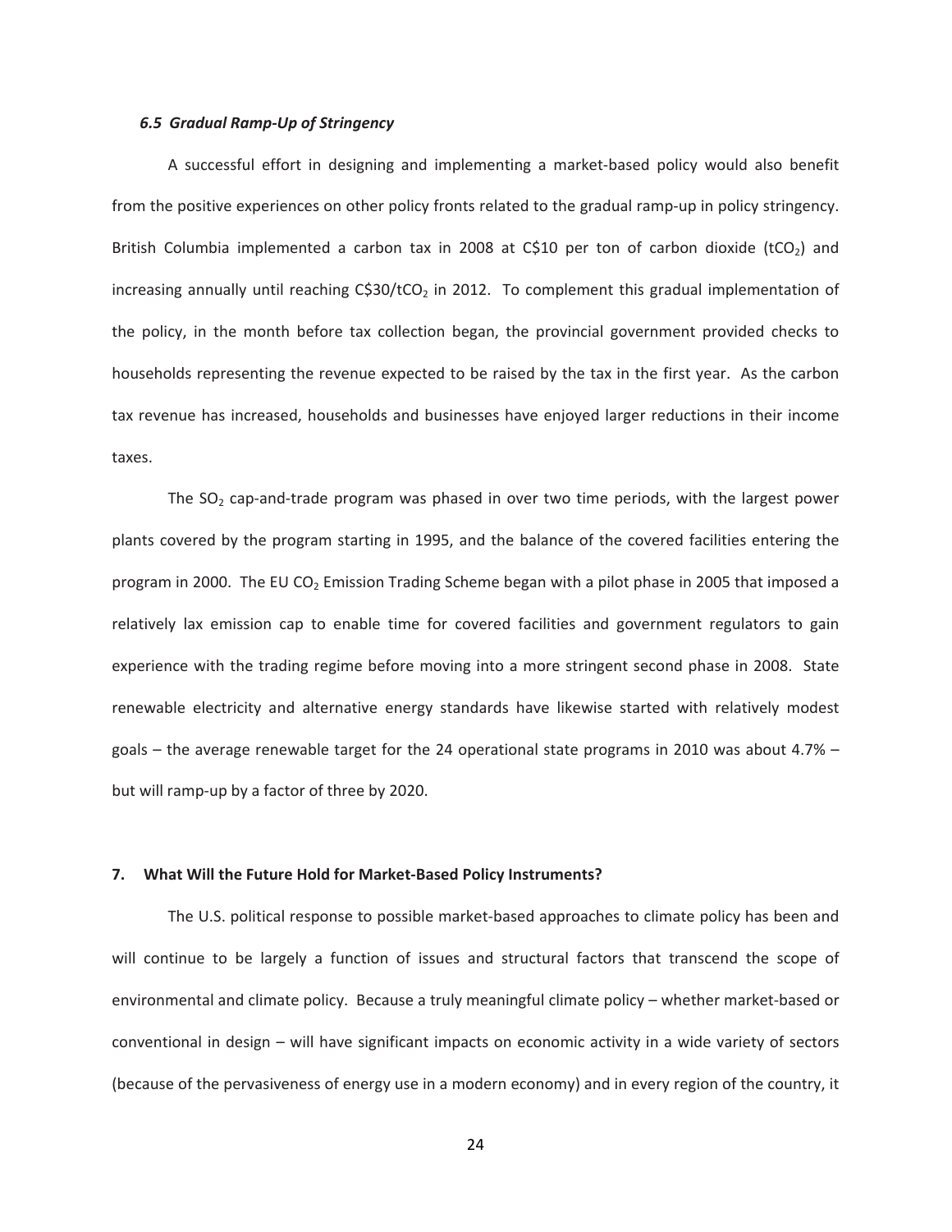### *6.5 Gradual Ramp-Up of Stringency*

A successful effort in designing and implementing a market-based policy would also benefit from the positive experiences on other policy fronts related to the gradual ramp-up in policy stringency. British Columbia implemented a carbon tax in 2008 at C\$10 per ton of carbon dioxide ($tCO_2$) and increasing annually until reaching C\$30/$tCO_2$ in 2012. To complement this gradual implementation of the policy, in the month before tax collection began, the provincial government provided checks to households representing the revenue expected to be raised by the tax in the first year. As the carbon tax revenue has increased, households and businesses have enjoyed larger reductions in their income taxes.

The $SO_2$ cap-and-trade program was phased in over two time periods, with the largest power plants covered by the program starting in 1995, and the balance of the covered facilities entering the program in 2000. The EU $CO_2$ Emission Trading Scheme began with a pilot phase in 2005 that imposed a relatively lax emission cap to enable time for covered facilities and government regulators to gain experience with the trading regime before moving into a more stringent second phase in 2008. State renewable electricity and alternative energy standards have likewise started with relatively modest goals – the average renewable target for the 24 operational state programs in 2010 was about 4.7% – but will ramp-up by a factor of three by 2020.

## 7. What Will the Future Hold for Market-Based Policy Instruments?

The U.S. political response to possible market-based approaches to climate policy has been and will continue to be largely a function of issues and structural factors that transcend the scope of environmental and climate policy. Because a truly meaningful climate policy – whether market-based or conventional in design – will have significant impacts on economic activity in a wide variety of sectors (because of the pervasiveness of energy use in a modern economy) and in every region of the country, it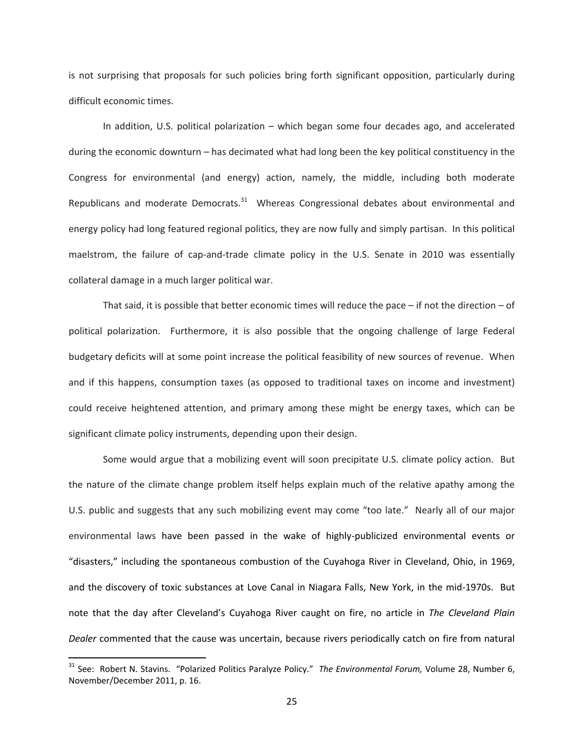is not surprising that proposals for such policies bring forth significant opposition, particularly during difficult economic times.

In addition, U.S. political polarization – which began some four decades ago, and accelerated during the economic downturn – has decimated what had long been the key political constituency in the Congress for environmental (and energy) action, namely, the middle, including both moderate Republicans and moderate Democrats.[31] Whereas Congressional debates about environmental and energy policy had long featured regional politics, they are now fully and simply partisan. In this political maelstrom, the failure of cap-and-trade climate policy in the U.S. Senate in 2010 was essentially collateral damage in a much larger political war.

That said, it is possible that better economic times will reduce the pace – if not the direction – of political polarization. Furthermore, it is also possible that the ongoing challenge of large Federal budgetary deficits will at some point increase the political feasibility of new sources of revenue. When and if this happens, consumption taxes (as opposed to traditional taxes on income and investment) could receive heightened attention, and primary among these might be energy taxes, which can be significant climate policy instruments, depending upon their design.

Some would argue that a mobilizing event will soon precipitate U.S. climate policy action. But the nature of the climate change problem itself helps explain much of the relative apathy among the U.S. public and suggests that any such mobilizing event may come "too late." Nearly all of our major environmental laws have been passed in the wake of highly-publicized environmental events or "disasters," including the spontaneous combustion of the Cuyahoga River in Cleveland, Ohio, in 1969, and the discovery of toxic substances at Love Canal in Niagara Falls, New York, in the mid-1970s. But note that the day after Cleveland's Cuyahoga River caught on fire, no article in *The Cleveland Plain Dealer* commented that the cause was uncertain, because rivers periodically catch on fire from natural

---

[31] See: Robert N. Stavins. "Polarized Politics Paralyze Policy." *The Environmental Forum,* Volume 28, Number 6, November/December 2011, p. 16.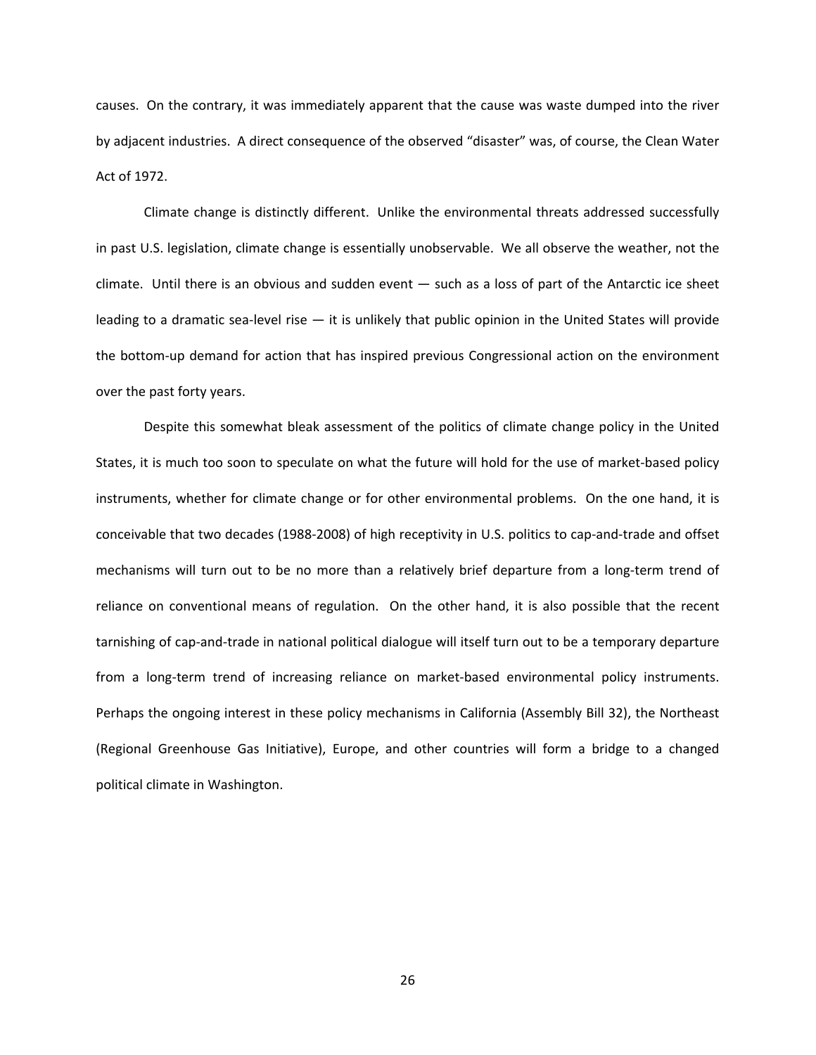causes. On the contrary, it was immediately apparent that the cause was waste dumped into the river by adjacent industries. A direct consequence of the observed "disaster" was, of course, the Clean Water Act of 1972.

Climate change is distinctly different. Unlike the environmental threats addressed successfully in past U.S. legislation, climate change is essentially unobservable. We all observe the weather, not the climate. Until there is an obvious and sudden event — such as a loss of part of the Antarctic ice sheet leading to a dramatic sea-level rise — it is unlikely that public opinion in the United States will provide the bottom-up demand for action that has inspired previous Congressional action on the environment over the past forty years.

Despite this somewhat bleak assessment of the politics of climate change policy in the United States, it is much too soon to speculate on what the future will hold for the use of market-based policy instruments, whether for climate change or for other environmental problems. On the one hand, it is conceivable that two decades (1988-2008) of high receptivity in U.S. politics to cap-and-trade and offset mechanisms will turn out to be no more than a relatively brief departure from a long-term trend of reliance on conventional means of regulation. On the other hand, it is also possible that the recent tarnishing of cap-and-trade in national political dialogue will itself turn out to be a temporary departure from a long-term trend of increasing reliance on market-based environmental policy instruments. Perhaps the ongoing interest in these policy mechanisms in California (Assembly Bill 32), the Northeast (Regional Greenhouse Gas Initiative), Europe, and other countries will form a bridge to a changed political climate in Washington.